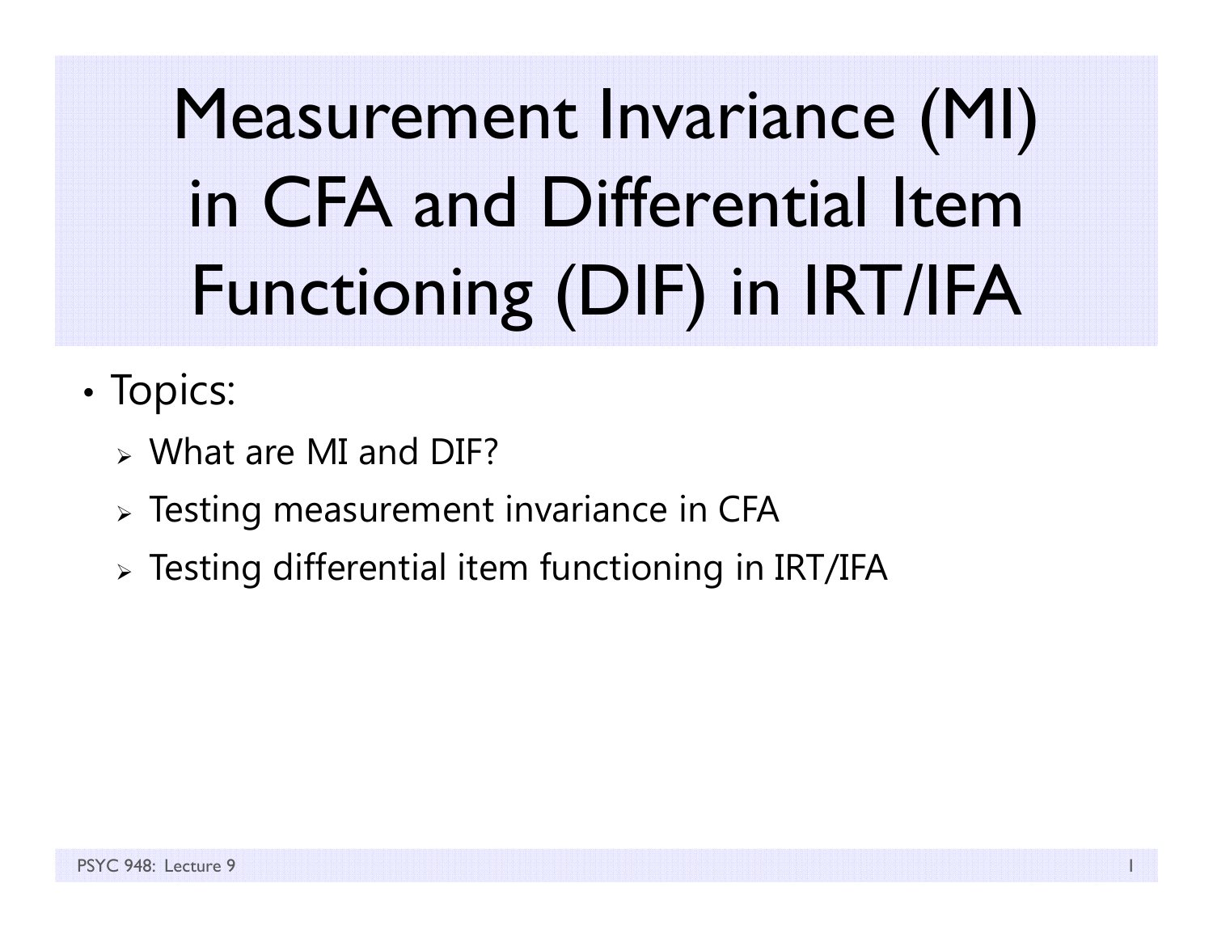# Measurement Invariance (MI) in CFA and Differential Item Functioning (DIF) in IRT/IFA

- Topics:
  - What are MI and DIF?
  - Testing measurement invariance in CFA
  - Testing differential item functioning in IRT/IFA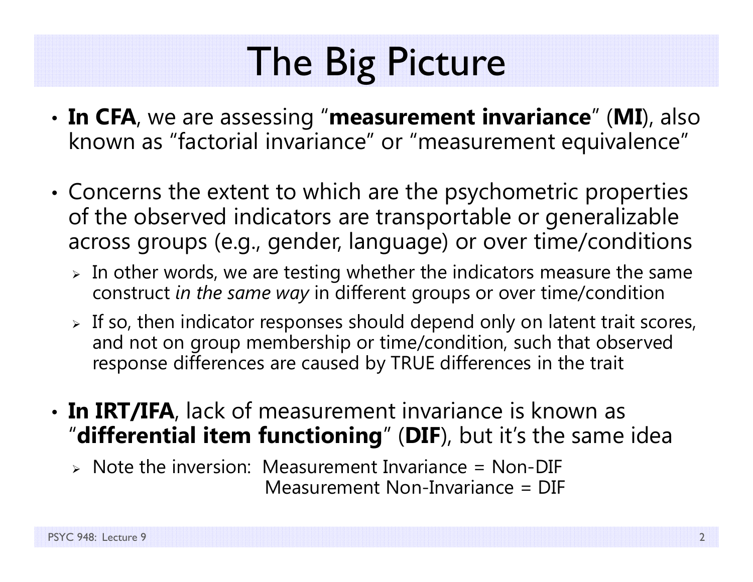# The Big Picture

- **In CFA**, we are assessing "**measurement invariance**" (**MI**), also known as "factorial invariance" or "measurement equivalence"

- Concerns the extent to which are the psychometric properties of the observed indicators are transportable or generalizable across groups (e.g., gender, language) or over time/conditions
  - In other words, we are testing whether the indicators measure the same construct *in the same way* in different groups or over time/condition
  - If so, then indicator responses should depend only on latent trait scores, and not on group membership or time/condition, such that observed response differences are caused by TRUE differences in the trait

- **In IRT/IFA**, lack of measurement invariance is known as "**differential item functioning**" (**DIF**), but it's the same idea
  - Note the inversion: Measurement Invariance = Non-DIF
    Measurement Non-Invariance = DIF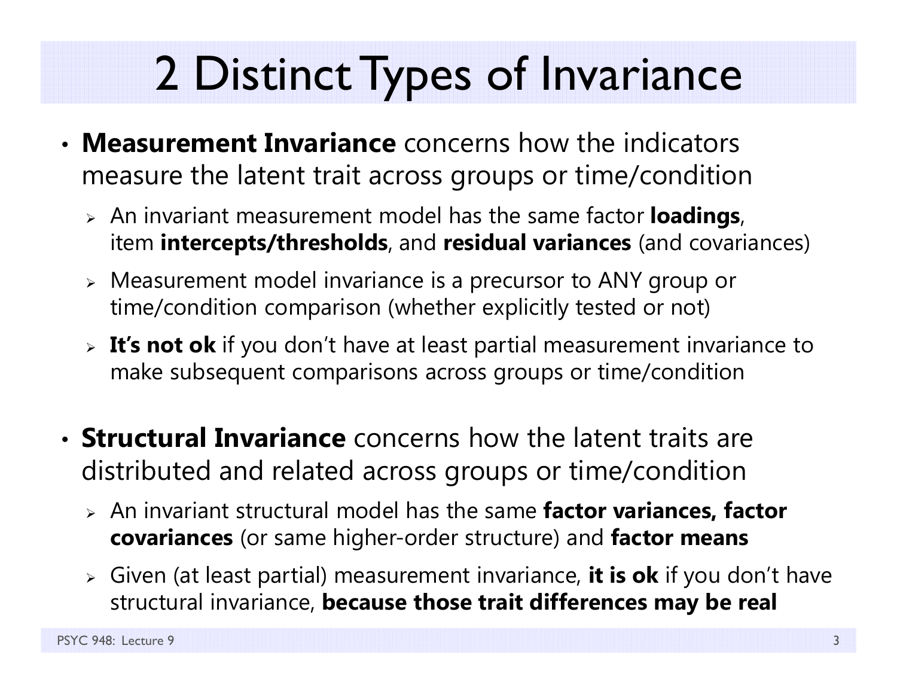# 2 Distinct Types of Invariance

- **Measurement Invariance** concerns how the indicators measure the latent trait across groups or time/condition
  - An invariant measurement model has the same factor **loadings**, item **intercepts/thresholds**, and **residual variances** (and covariances)
  - Measurement model invariance is a precursor to ANY group or time/condition comparison (whether explicitly tested or not)
  - **It's not ok** if you don't have at least partial measurement invariance to make subsequent comparisons across groups or time/condition

- **Structural Invariance** concerns how the latent traits are distributed and related across groups or time/condition
  - An invariant structural model has the same **factor variances, factor covariances** (or same higher-order structure) and **factor means**
  - Given (at least partial) measurement invariance, **it is ok** if you don't have structural invariance, **because those trait differences may be real**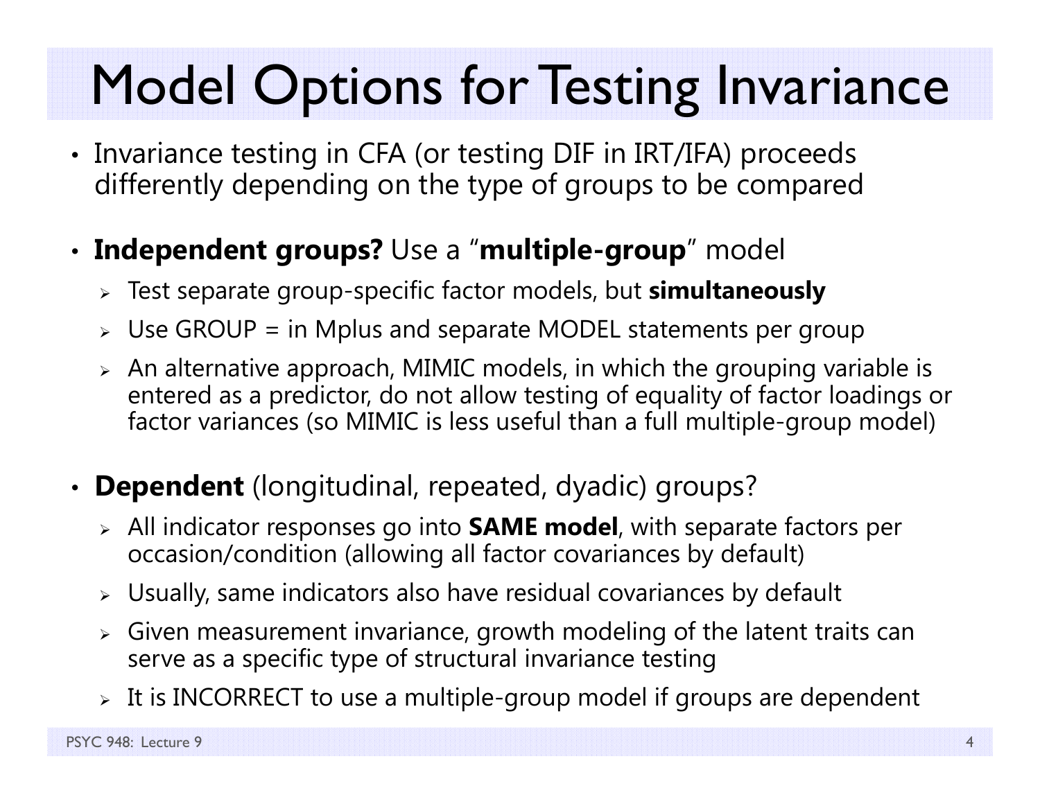# Model Options for Testing Invariance

- Invariance testing in CFA (or testing DIF in IRT/IFA) proceeds differently depending on the type of groups to be compared

- **Independent groups?** Use a "**multiple-group**" model
  - Test separate group-specific factor models, but **simultaneously**
  - Use GROUP = in Mplus and separate MODEL statements per group
  - An alternative approach, MIMIC models, in which the grouping variable is entered as a predictor, do not allow testing of equality of factor loadings or factor variances (so MIMIC is less useful than a full multiple-group model)

- **Dependent** (longitudinal, repeated, dyadic) groups?
  - All indicator responses go into **SAME model**, with separate factors per occasion/condition (allowing all factor covariances by default)
  - Usually, same indicators also have residual covariances by default
  - Given measurement invariance, growth modeling of the latent traits can serve as a specific type of structural invariance testing
  - It is INCORRECT to use a multiple-group model if groups are dependent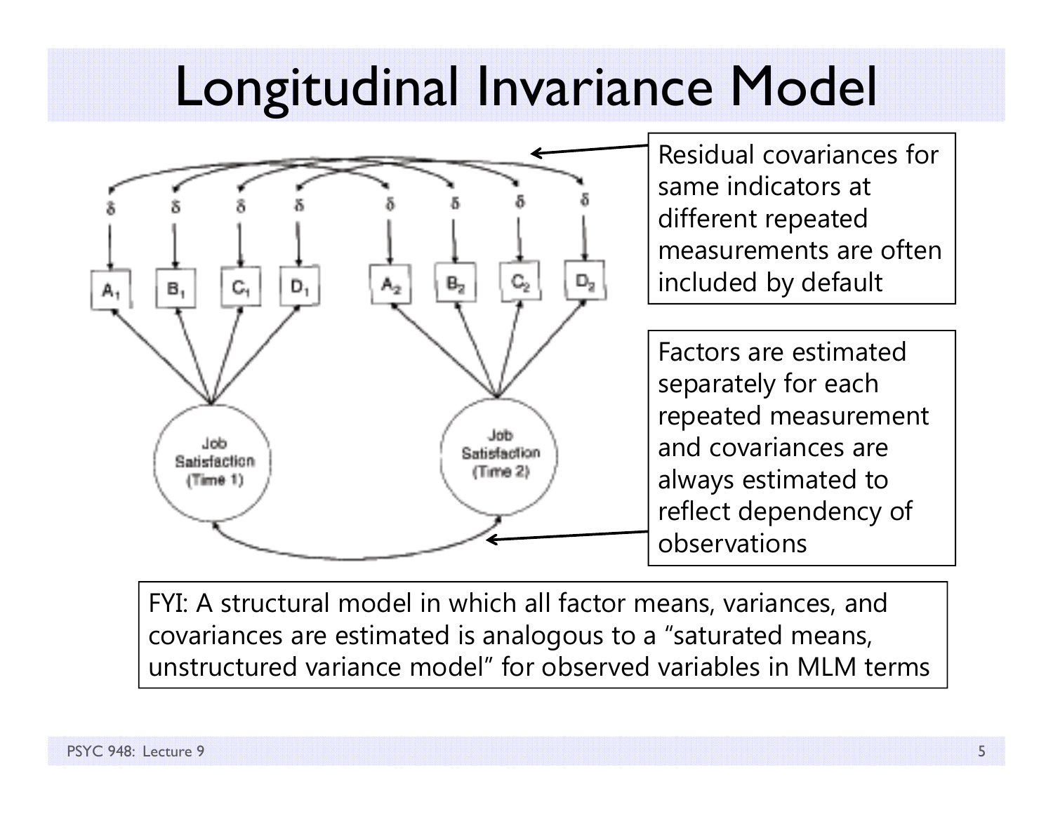# Longitudinal Invariance Model

Residual covariances for same indicators at different repeated measurements are often included by default

Factors are estimated separately for each repeated measurement and covariances are always estimated to reflect dependency of observations

FYI: A structural model in which all factor means, variances, and covariances are estimated is analogous to a "saturated means, unstructured variance model" for observed variables in MLM terms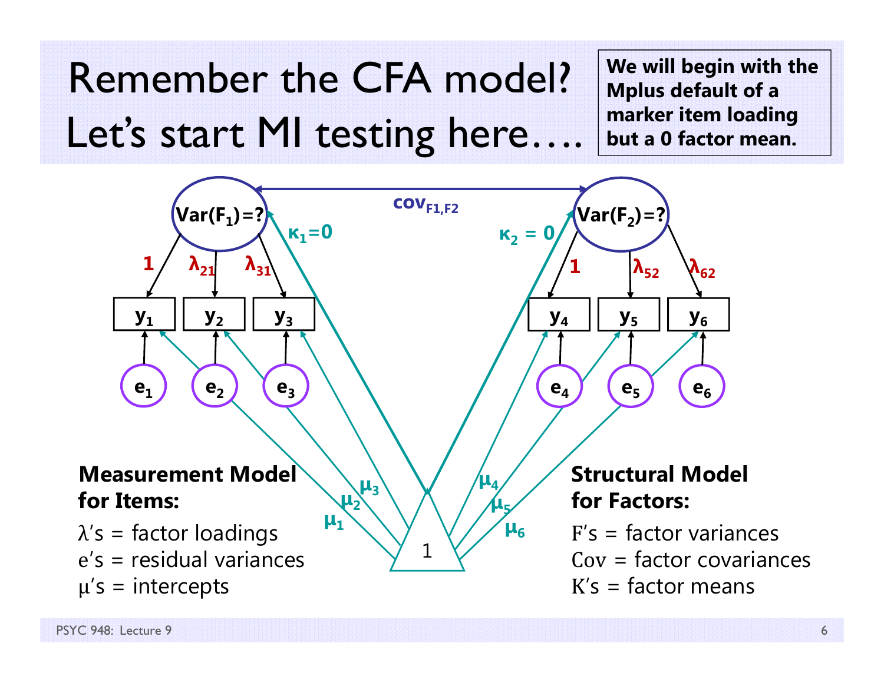# Remember the CFA model? Let's start MI testing here….

**We will begin with the Mplus default of a marker item loading but a 0 factor mean.**

Var($F_1$)=? &nbsp;&nbsp; $cov_{F1,F2}$ &nbsp;&nbsp; Var($F_2$)=?

$\kappa_1=0$ &nbsp;&nbsp; $\kappa_2 = 0$

1 &nbsp; $\lambda_{21}$ &nbsp; $\lambda_{31}$ &nbsp;&nbsp; 1 &nbsp; $\lambda_{52}$ &nbsp; $\lambda_{62}$

$y_1$ &nbsp; $y_2$ &nbsp; $y_3$ &nbsp; $y_4$ &nbsp; $y_5$ &nbsp; $y_6$

$e_1$ &nbsp; $e_2$ &nbsp; $e_3$ &nbsp; $e_4$ &nbsp; $e_5$ &nbsp; $e_6$

$\mu_1$ &nbsp; $\mu_2$ &nbsp; $\mu_3$ &nbsp; $\mu_4$ &nbsp; $\mu_5$ &nbsp; $\mu_6$

1

**Measurement Model for Items:**

λ's = factor loadings
e's = residual variances
μ's = intercepts

**Structural Model for Factors:**

F's = factor variances
Cov = factor covariances
K's = factor means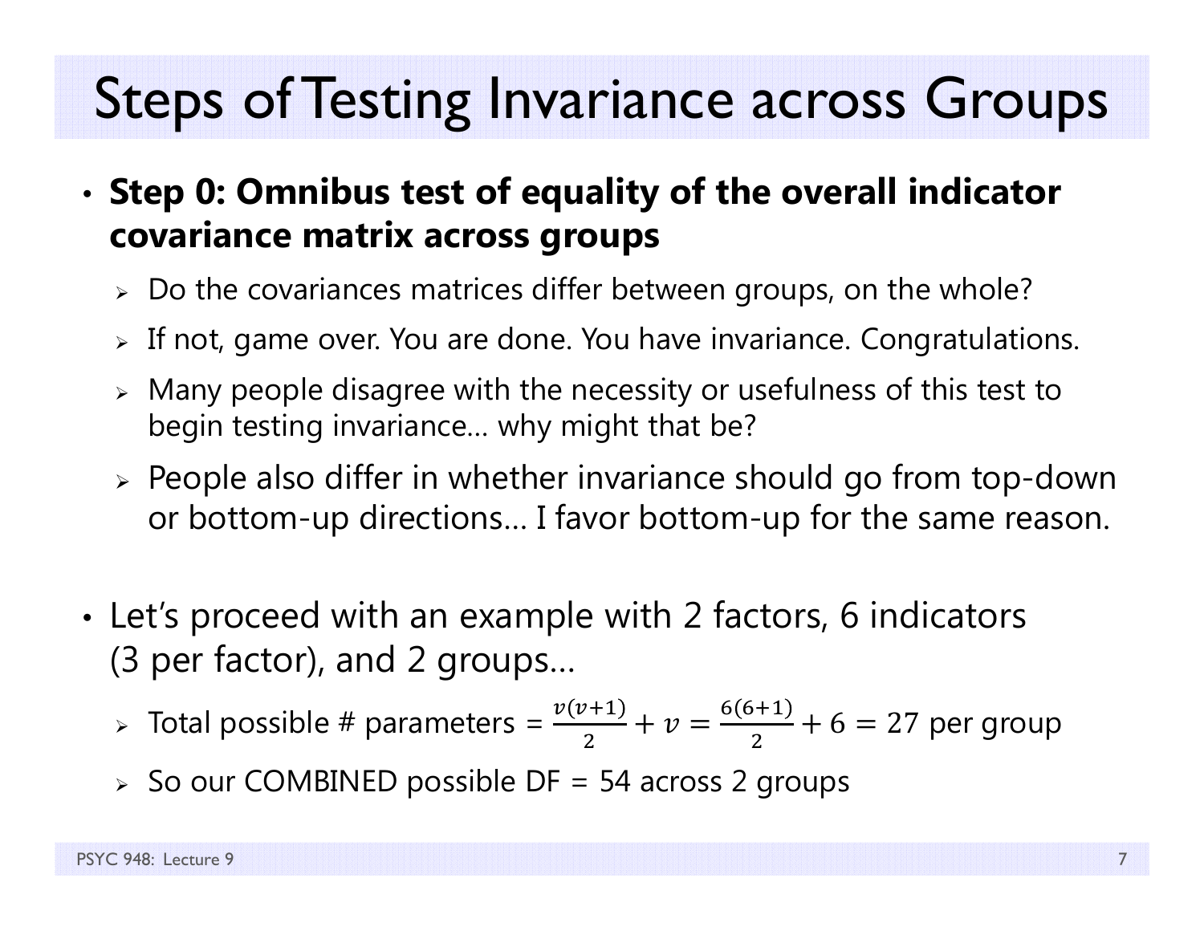# Steps of Testing Invariance across Groups

- **Step 0: Omnibus test of equality of the overall indicator covariance matrix across groups**
  - Do the covariances matrices differ between groups, on the whole?
  - If not, game over. You are done. You have invariance. Congratulations.
  - Many people disagree with the necessity or usefulness of this test to begin testing invariance… why might that be?
  - People also differ in whether invariance should go from top-down or bottom-up directions… I favor bottom-up for the same reason.

- Let's proceed with an example with 2 factors, 6 indicators (3 per factor), and 2 groups…
  - Total possible # parameters = $\frac{v(v+1)}{2} + v = \frac{6(6+1)}{2} + 6 = 27$ per group
  - So our COMBINED possible DF = 54 across 2 groups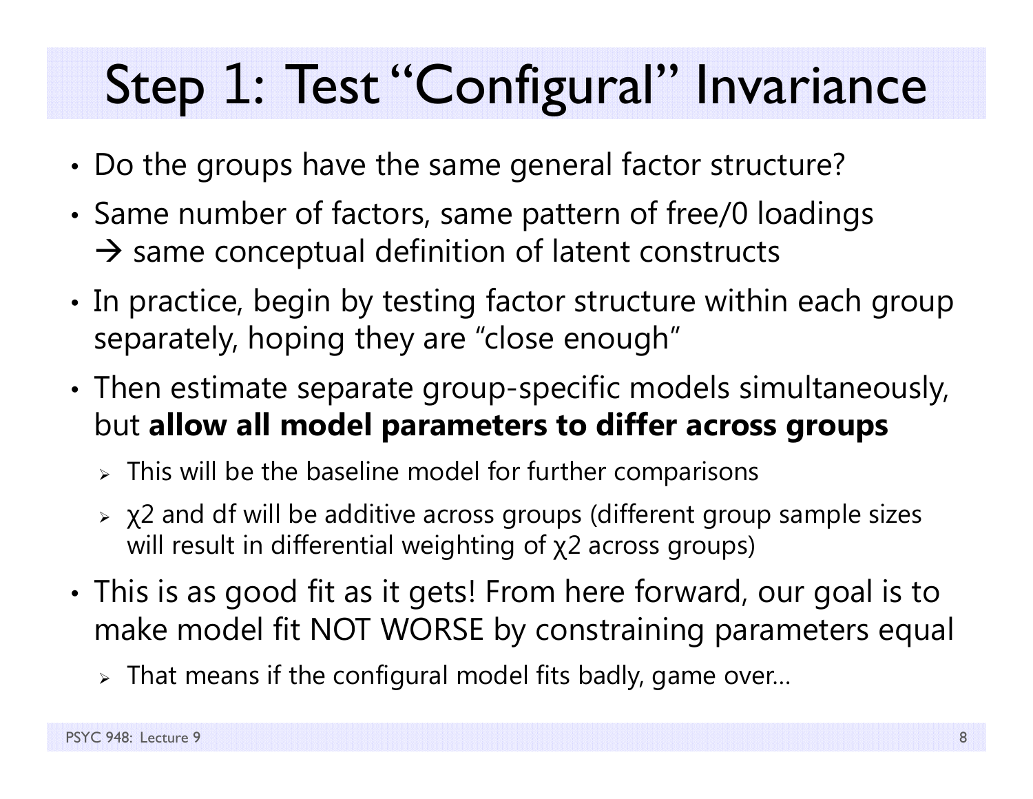# Step 1: Test "Configural" Invariance

- Do the groups have the same general factor structure?
- Same number of factors, same pattern of free/0 loadings → same conceptual definition of latent constructs
- In practice, begin by testing factor structure within each group separately, hoping they are "close enough"
- Then estimate separate group-specific models simultaneously, but **allow all model parameters to differ across groups**
  - This will be the baseline model for further comparisons
  - $\chi 2$ and df will be additive across groups (different group sample sizes will result in differential weighting of $\chi 2$ across groups)
- This is as good fit as it gets! From here forward, our goal is to make model fit NOT WORSE by constraining parameters equal
  - That means if the configural model fits badly, game over…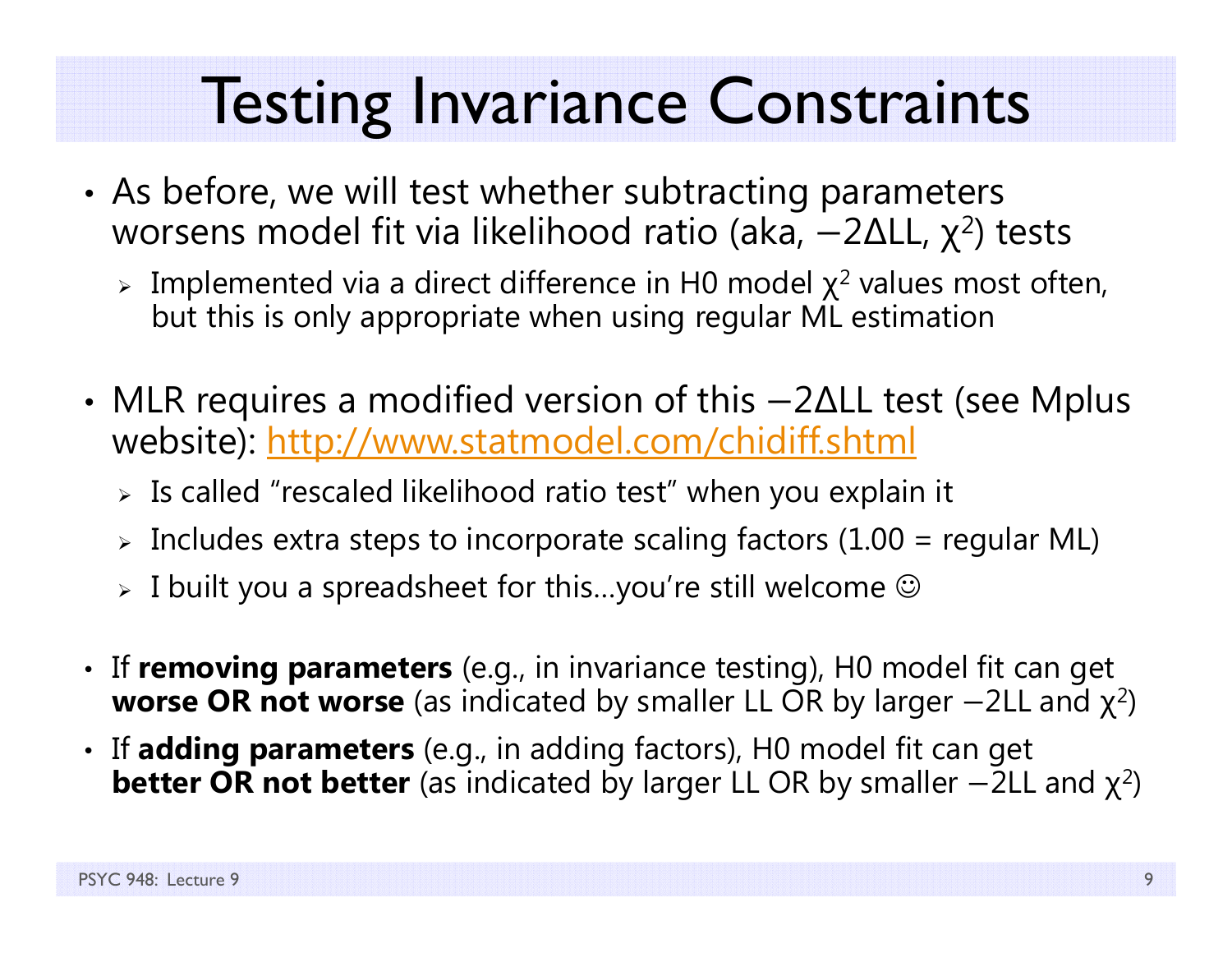# Testing Invariance Constraints

- As before, we will test whether subtracting parameters worsens model fit via likelihood ratio (aka, $-2\Delta LL$, $\chi^2$) tests
  - Implemented via a direct difference in H0 model $\chi^2$ values most often, but this is only appropriate when using regular ML estimation
- MLR requires a modified version of this $-2\Delta LL$ test (see Mplus website): http://www.statmodel.com/chidiff.shtml
  - Is called "rescaled likelihood ratio test" when you explain it
  - Includes extra steps to incorporate scaling factors (1.00 = regular ML)
  - I built you a spreadsheet for this…you're still welcome ☺
- If **removing parameters** (e.g., in invariance testing), H0 model fit can get **worse OR not worse** (as indicated by smaller LL OR by larger $-2LL$ and $\chi^2$)
- If **adding parameters** (e.g., in adding factors), H0 model fit can get **better OR not better** (as indicated by larger LL OR by smaller $-2LL$ and $\chi^2$)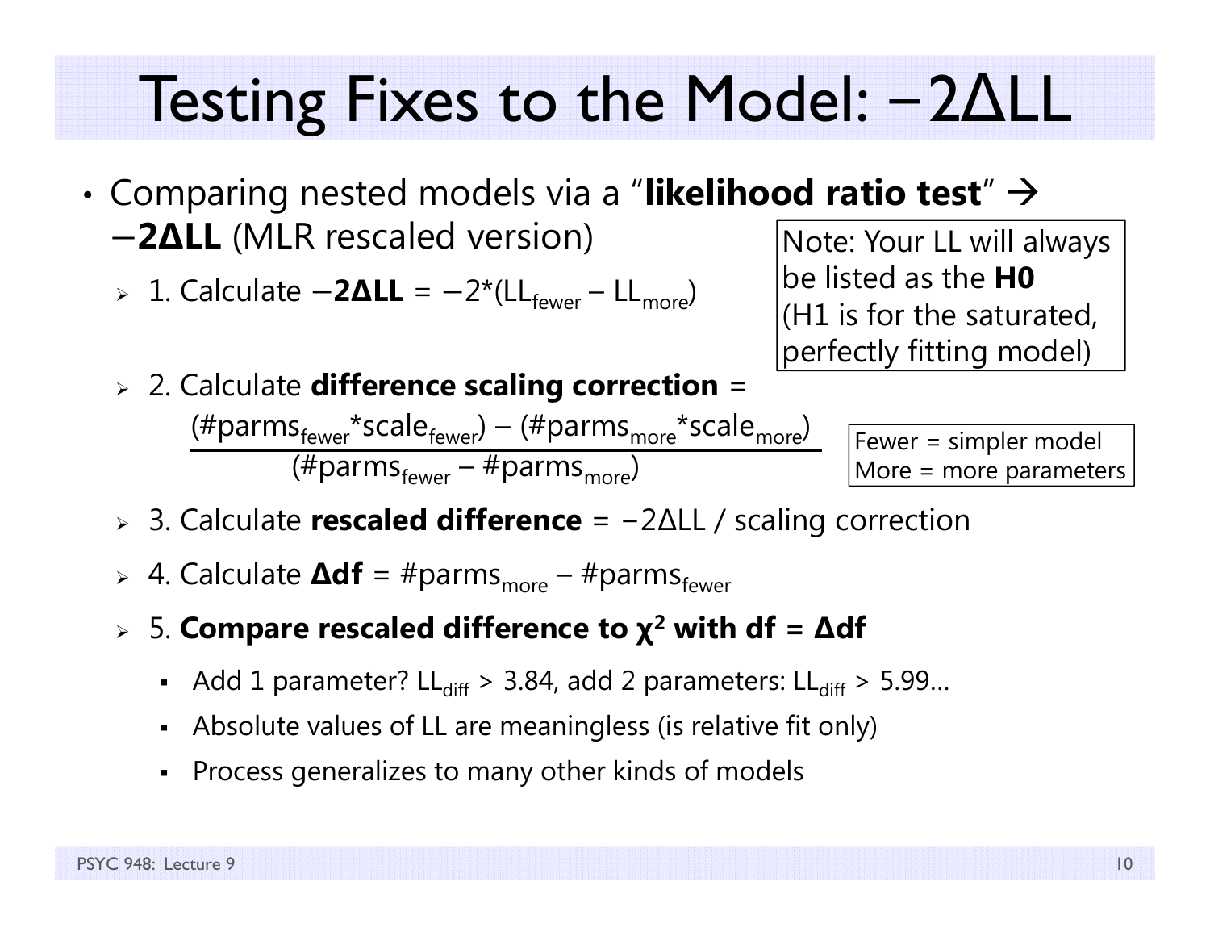# Testing Fixes to the Model: $-2\Delta LL$

- Comparing nested models via a "**likelihood ratio test**" → $-$**2ΔLL** (MLR rescaled version)
  - 1. Calculate $-$**2ΔLL** = $-2*(LL_{fewer} - LL_{more})$
  - 2. Calculate **difference scaling correction** =
    $$\frac{(\#parms_{fewer} * scale_{fewer}) - (\#parms_{more} * scale_{more})}{(\#parms_{fewer} - \#parms_{more})}$$
  - 3. Calculate **rescaled difference** = $-2\Delta LL$ / scaling correction
  - 4. Calculate **Δdf** = $\#parms_{more} - \#parms_{fewer}$
  - 5. **Compare rescaled difference to $\chi^2$ with df = Δdf**
    - Add 1 parameter? $LL_{diff} > 3.84$, add 2 parameters: $LL_{diff} > 5.99$…
    - Absolute values of LL are meaningless (is relative fit only)
    - Process generalizes to many other kinds of models

Note: Your LL will always be listed as the **H0** (H1 is for the saturated, perfectly fitting model)

Fewer = simpler model
More = more parameters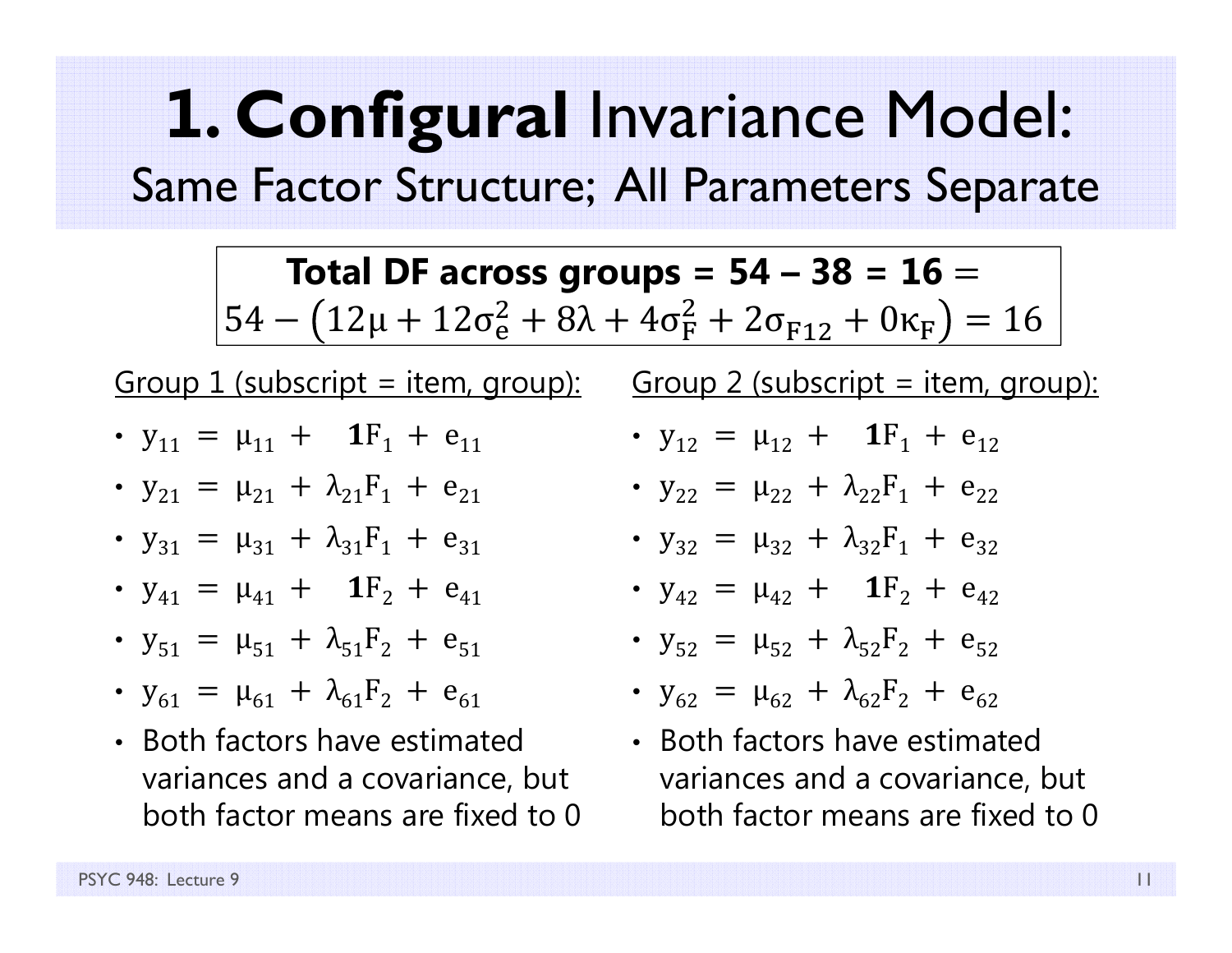# **1. Configural** Invariance Model:

## Same Factor Structure; All Parameters Separate

**Total DF across groups = 54 – 38 = 16** =

$$54 - \left(12\mu + 12\sigma_e^2 + 8\lambda + 4\sigma_F^2 + 2\sigma_{F12} + 0\kappa_F\right) = 16$$

Group 1 (subscript = item, group):

- $y_{11} = \mu_{11} + \mathbf{1}F_1 + e_{11}$
- $y_{21} = \mu_{21} + \lambda_{21}F_1 + e_{21}$
- $y_{31} = \mu_{31} + \lambda_{31}F_1 + e_{31}$
- $y_{41} = \mu_{41} + \mathbf{1}F_2 + e_{41}$
- $y_{51} = \mu_{51} + \lambda_{51}F_2 + e_{51}$
- $y_{61} = \mu_{61} + \lambda_{61}F_2 + e_{61}$
- Both factors have estimated variances and a covariance, but both factor means are fixed to 0

Group 2 (subscript = item, group):

- $y_{12} = \mu_{12} + \mathbf{1}F_1 + e_{12}$
- $y_{22} = \mu_{22} + \lambda_{22}F_1 + e_{22}$
- $y_{32} = \mu_{32} + \lambda_{32}F_1 + e_{32}$
- $y_{42} = \mu_{42} + \mathbf{1}F_2 + e_{42}$
- $y_{52} = \mu_{52} + \lambda_{52}F_2 + e_{52}$
- $y_{62} = \mu_{62} + \lambda_{62}F_2 + e_{62}$
- Both factors have estimated variances and a covariance, but both factor means are fixed to 0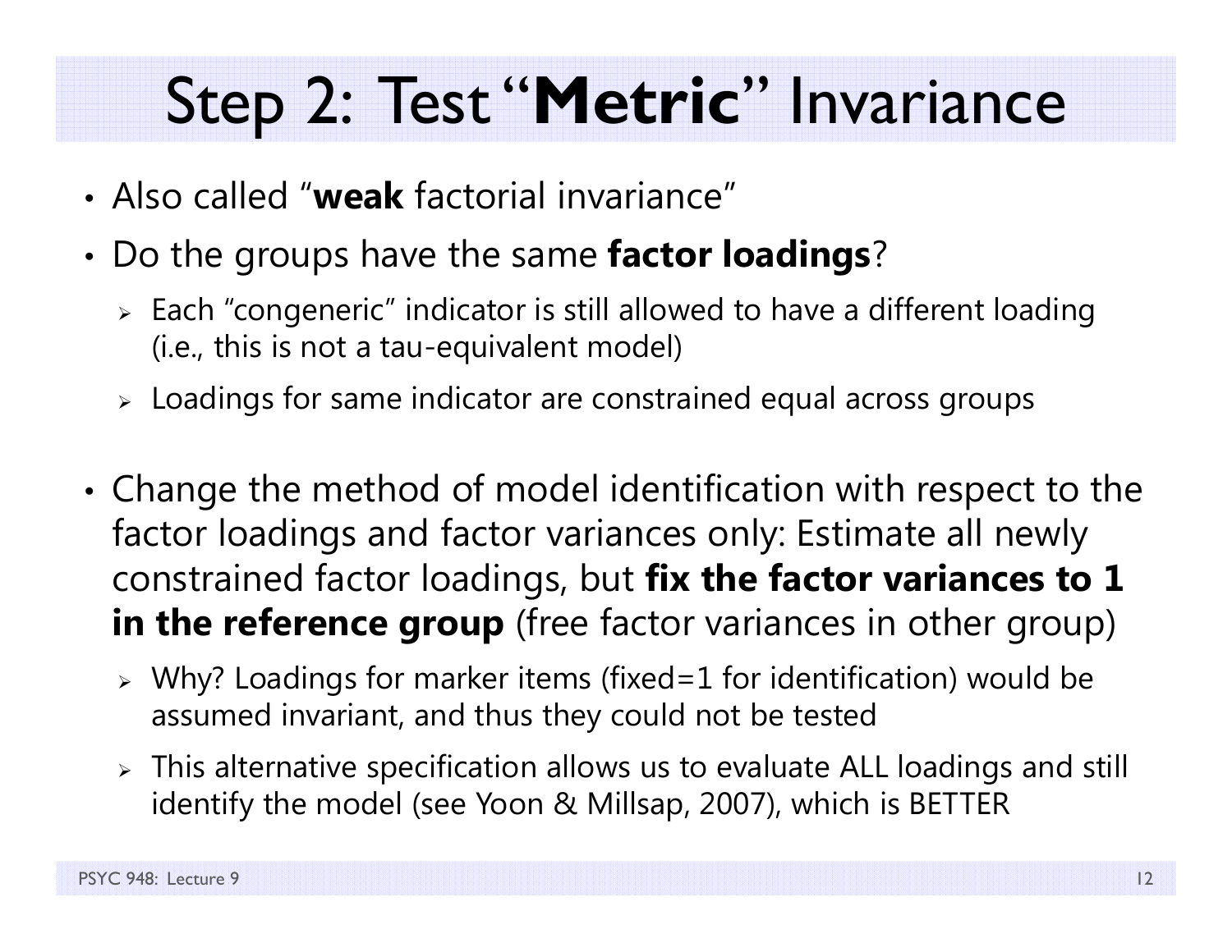# Step 2: Test "**Metric**" Invariance

- Also called "**weak** factorial invariance"
- Do the groups have the same **factor loadings**?
  - Each "congeneric" indicator is still allowed to have a different loading (i.e., this is not a tau-equivalent model)
  - Loadings for same indicator are constrained equal across groups
- Change the method of model identification with respect to the factor loadings and factor variances only: Estimate all newly constrained factor loadings, but **fix the factor variances to 1 in the reference group** (free factor variances in other group)
  - Why? Loadings for marker items (fixed=1 for identification) would be assumed invariant, and thus they could not be tested
  - This alternative specification allows us to evaluate ALL loadings and still identify the model (see Yoon & Millsap, 2007), which is BETTER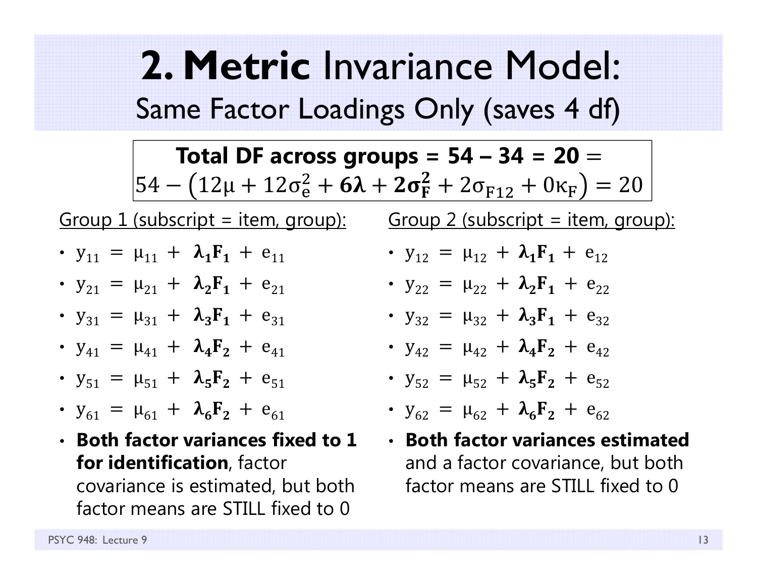# 2. **Metric** Invariance Model:

## Same Factor Loadings Only (saves 4 df)

**Total DF across groups = 54 – 34 = 20** =

$$54 - \left(12\mu + 12\sigma_e^2 + \mathbf{6\lambda} + \mathbf{2\sigma_F^2} + 2\sigma_{F12} + 0\kappa_F\right) = 20$$

Group 1 (subscript = item, group):

- $y_{11} = \mu_{11} + \boldsymbol{\lambda_1 F_1} + e_{11}$
- $y_{21} = \mu_{21} + \boldsymbol{\lambda_2 F_1} + e_{21}$
- $y_{31} = \mu_{31} + \boldsymbol{\lambda_3 F_1} + e_{31}$
- $y_{41} = \mu_{41} + \boldsymbol{\lambda_4 F_2} + e_{41}$
- $y_{51} = \mu_{51} + \boldsymbol{\lambda_5 F_2} + e_{51}$
- $y_{61} = \mu_{61} + \boldsymbol{\lambda_6 F_2} + e_{61}$
- **Both factor variances fixed to 1 for identification**, factor covariance is estimated, but both factor means are STILL fixed to 0

Group 2 (subscript = item, group):

- $y_{12} = \mu_{12} + \boldsymbol{\lambda_1 F_1} + e_{12}$
- $y_{22} = \mu_{22} + \boldsymbol{\lambda_2 F_1} + e_{22}$
- $y_{32} = \mu_{32} + \boldsymbol{\lambda_3 F_1} + e_{32}$
- $y_{42} = \mu_{42} + \boldsymbol{\lambda_4 F_2} + e_{42}$
- $y_{52} = \mu_{52} + \boldsymbol{\lambda_5 F_2} + e_{52}$
- $y_{62} = \mu_{62} + \boldsymbol{\lambda_6 F_2} + e_{62}$
- **Both factor variances estimated** and a factor covariance, but both factor means are STILL fixed to 0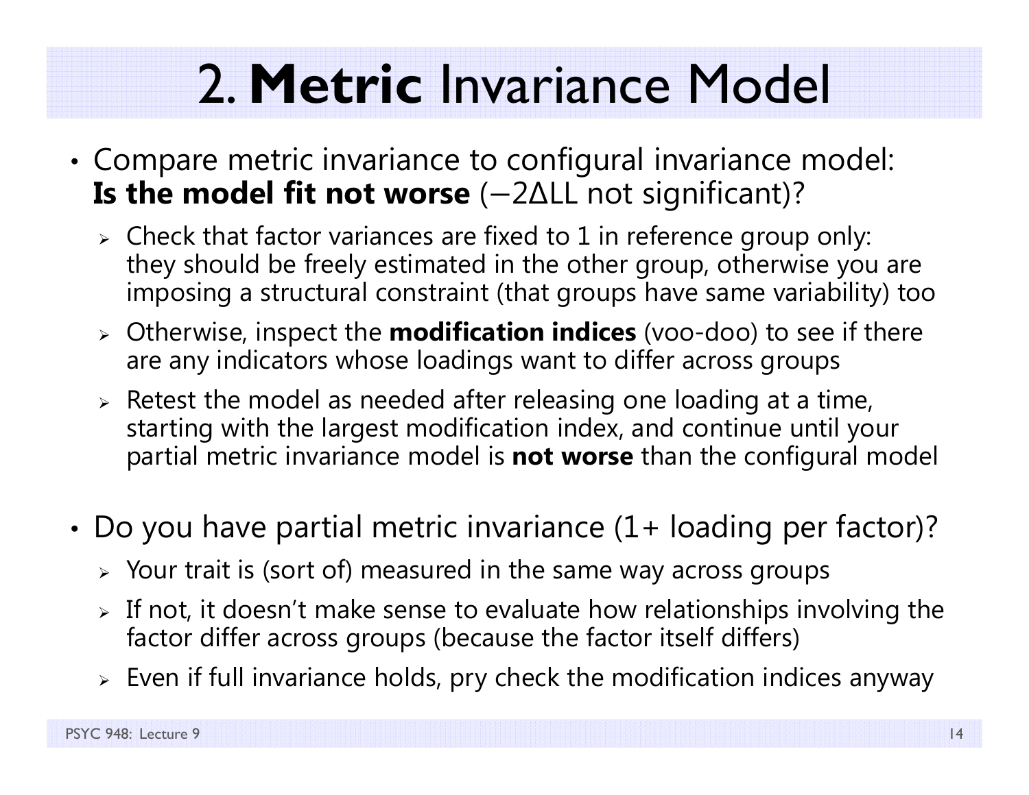# 2. **Metric** Invariance Model

- Compare metric invariance to configural invariance model: **Is the model fit not worse** ($-2\Delta LL$ not significant)?
  - Check that factor variances are fixed to 1 in reference group only: they should be freely estimated in the other group, otherwise you are imposing a structural constraint (that groups have same variability) too
  - Otherwise, inspect the **modification indices** (voo-doo) to see if there are any indicators whose loadings want to differ across groups
  - Retest the model as needed after releasing one loading at a time, starting with the largest modification index, and continue until your partial metric invariance model is **not worse** than the configural model

- Do you have partial metric invariance (1+ loading per factor)?
  - Your trait is (sort of) measured in the same way across groups
  - If not, it doesn't make sense to evaluate how relationships involving the factor differ across groups (because the factor itself differs)
  - Even if full invariance holds, pry check the modification indices anyway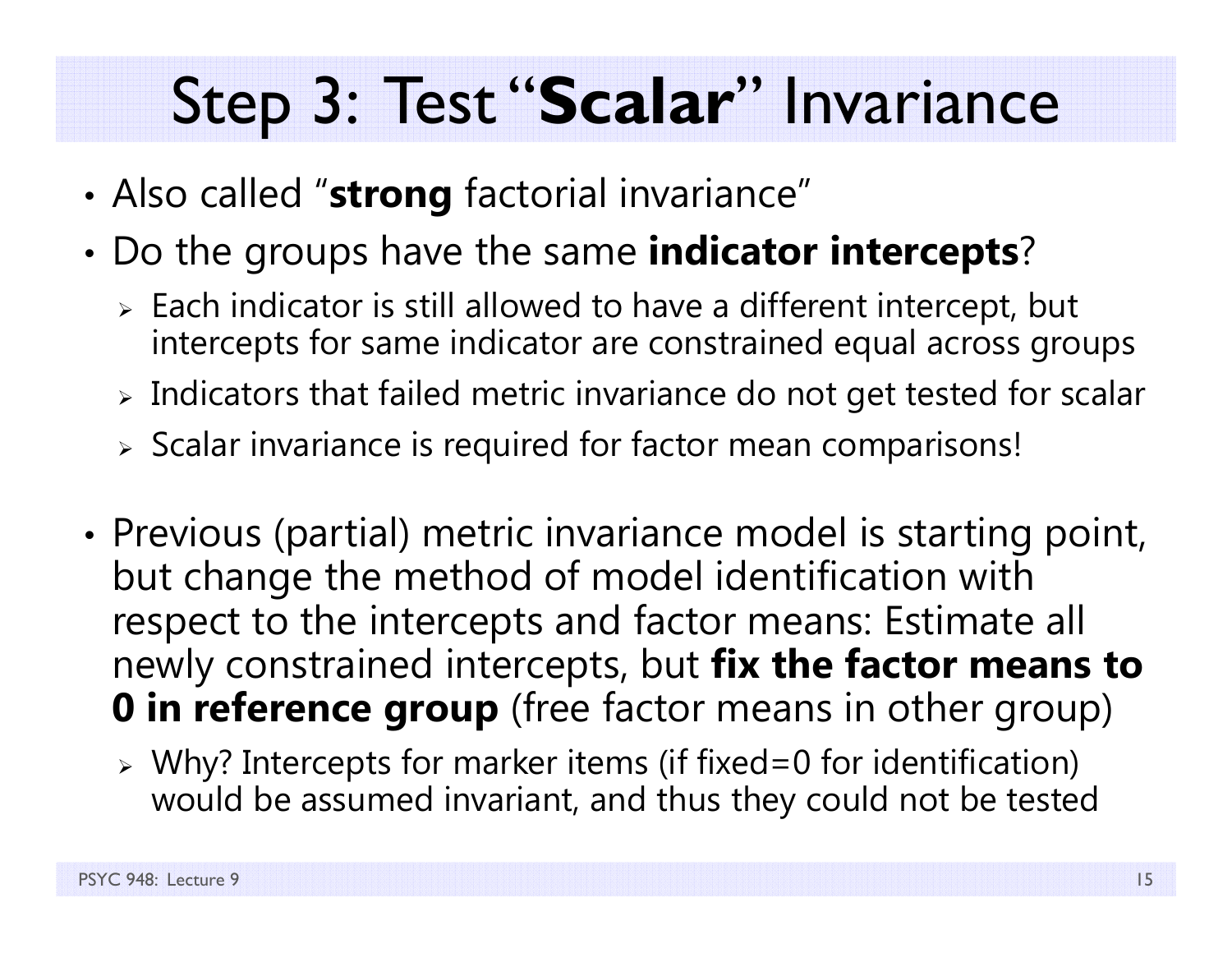# Step 3: Test "**Scalar**" Invariance

- Also called "**strong** factorial invariance"
- Do the groups have the same **indicator intercepts**?
  - Each indicator is still allowed to have a different intercept, but intercepts for same indicator are constrained equal across groups
  - Indicators that failed metric invariance do not get tested for scalar
  - Scalar invariance is required for factor mean comparisons!

- Previous (partial) metric invariance model is starting point, but change the method of model identification with respect to the intercepts and factor means: Estimate all newly constrained intercepts, but **fix the factor means to 0 in reference group** (free factor means in other group)
  - Why? Intercepts for marker items (if fixed=0 for identification) would be assumed invariant, and thus they could not be tested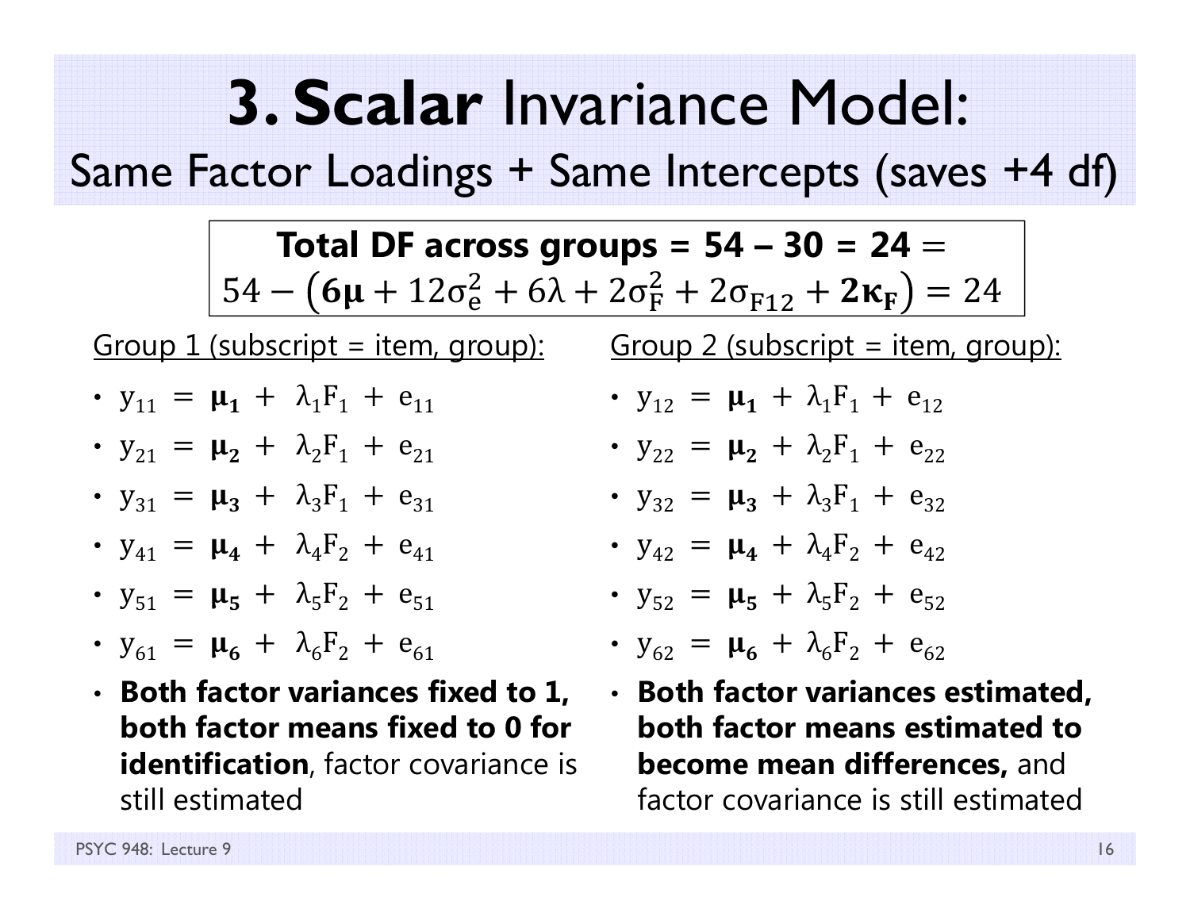# 3. **Scalar** Invariance Model:

## Same Factor Loadings + Same Intercepts (saves +4 df)

**Total DF across groups = 54 – 30 = 24** $=$
$54 - \left(\boldsymbol{6\mu} + 12\sigma_e^2 + 6\lambda + 2\sigma_F^2 + 2\sigma_{F12} + \boldsymbol{2\kappa_F}\right) = 24$

Group 1 (subscript = item, group):

- $y_{11} = \boldsymbol{\mu_1} + \lambda_1 F_1 + e_{11}$
- $y_{21} = \boldsymbol{\mu_2} + \lambda_2 F_1 + e_{21}$
- $y_{31} = \boldsymbol{\mu_3} + \lambda_3 F_1 + e_{31}$
- $y_{41} = \boldsymbol{\mu_4} + \lambda_4 F_2 + e_{41}$
- $y_{51} = \boldsymbol{\mu_5} + \lambda_5 F_2 + e_{51}$
- $y_{61} = \boldsymbol{\mu_6} + \lambda_6 F_2 + e_{61}$
- **Both factor variances fixed to 1, both factor means fixed to 0 for identification**, factor covariance is still estimated

Group 2 (subscript = item, group):

- $y_{12} = \boldsymbol{\mu_1} + \lambda_1 F_1 + e_{12}$
- $y_{22} = \boldsymbol{\mu_2} + \lambda_2 F_1 + e_{22}$
- $y_{32} = \boldsymbol{\mu_3} + \lambda_3 F_1 + e_{32}$
- $y_{42} = \boldsymbol{\mu_4} + \lambda_4 F_2 + e_{42}$
- $y_{52} = \boldsymbol{\mu_5} + \lambda_5 F_2 + e_{52}$
- $y_{62} = \boldsymbol{\mu_6} + \lambda_6 F_2 + e_{62}$
- **Both factor variances estimated, both factor means estimated to become mean differences,** and factor covariance is still estimated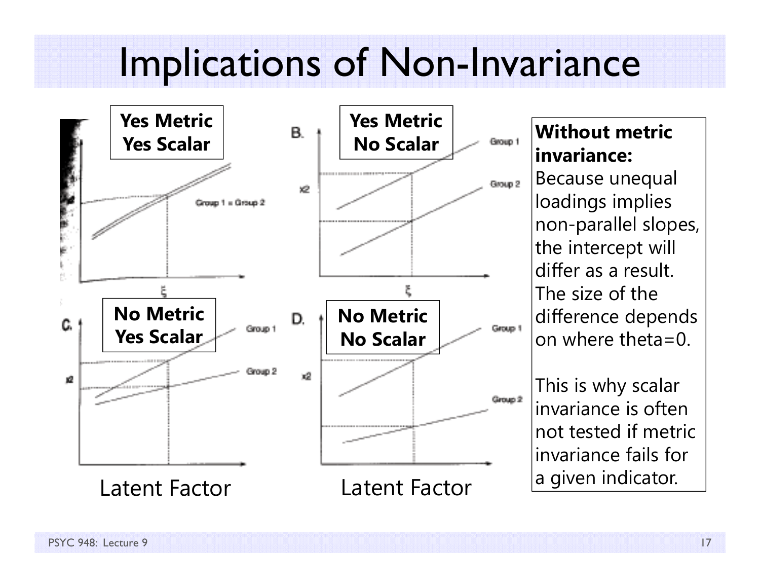# Implications of Non-Invariance

**Yes Metric Yes Scalar**

**Yes Metric No Scalar**

**No Metric Yes Scalar**

**No Metric No Scalar**

Latent Factor

Latent Factor

**Without metric invariance:** Because unequal loadings implies non-parallel slopes, the intercept will differ as a result. The size of the difference depends on where theta=0.

This is why scalar invariance is often not tested if metric invariance fails for a given indicator.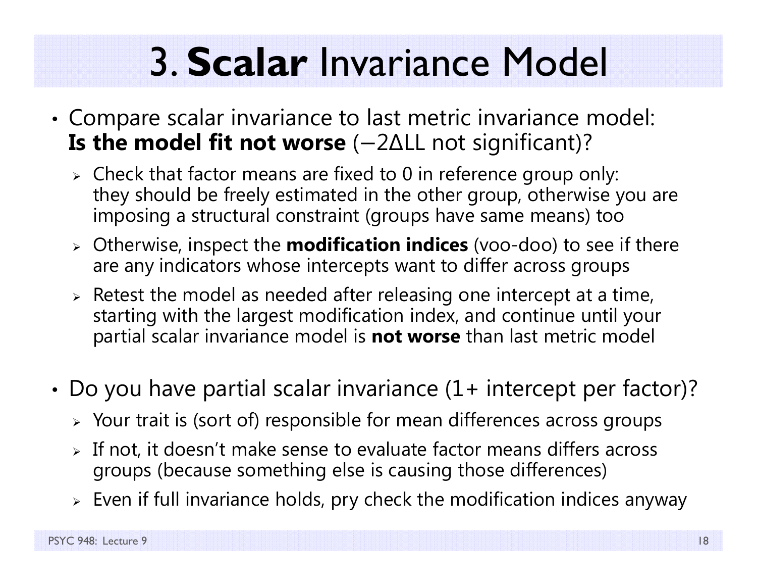# 3. **Scalar** Invariance Model

- Compare scalar invariance to last metric invariance model: **Is the model fit not worse** ($-2\Delta LL$ not significant)?
  - Check that factor means are fixed to 0 in reference group only: they should be freely estimated in the other group, otherwise you are imposing a structural constraint (groups have same means) too
  - Otherwise, inspect the **modification indices** (voo-doo) to see if there are any indicators whose intercepts want to differ across groups
  - Retest the model as needed after releasing one intercept at a time, starting with the largest modification index, and continue until your partial scalar invariance model is **not worse** than last metric model

- Do you have partial scalar invariance (1+ intercept per factor)?
  - Your trait is (sort of) responsible for mean differences across groups
  - If not, it doesn't make sense to evaluate factor means differs across groups (because something else is causing those differences)
  - Even if full invariance holds, pry check the modification indices anyway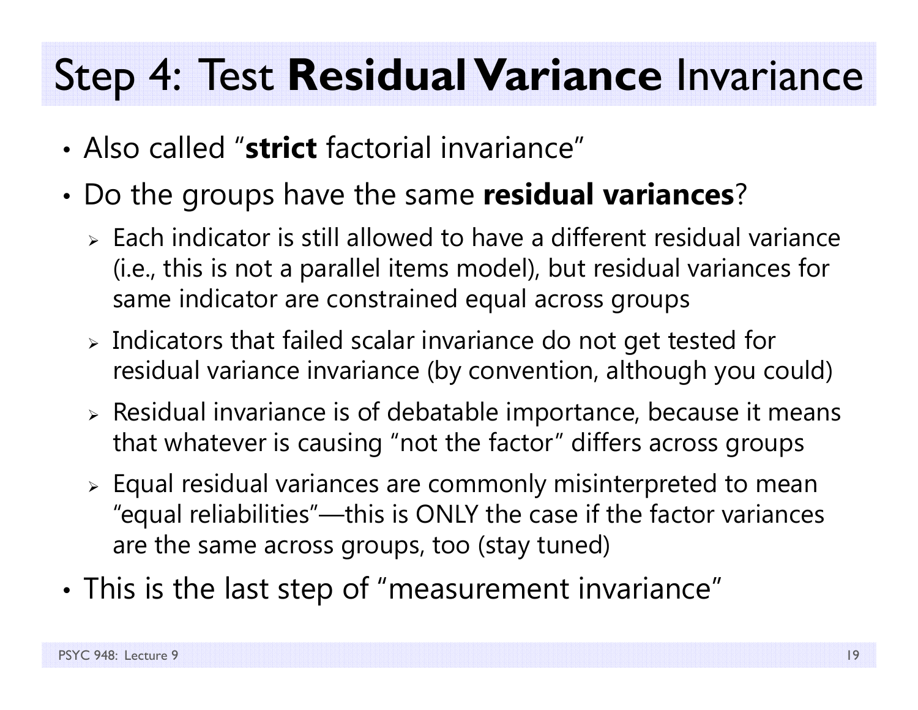# Step 4: Test **Residual Variance** Invariance

- Also called "**strict** factorial invariance"
- Do the groups have the same **residual variances**?
  - Each indicator is still allowed to have a different residual variance (i.e., this is not a parallel items model), but residual variances for same indicator are constrained equal across groups
  - Indicators that failed scalar invariance do not get tested for residual variance invariance (by convention, although you could)
  - Residual invariance is of debatable importance, because it means that whatever is causing "not the factor" differs across groups
  - Equal residual variances are commonly misinterpreted to mean "equal reliabilities"—this is ONLY the case if the factor variances are the same across groups, too (stay tuned)
- This is the last step of "measurement invariance"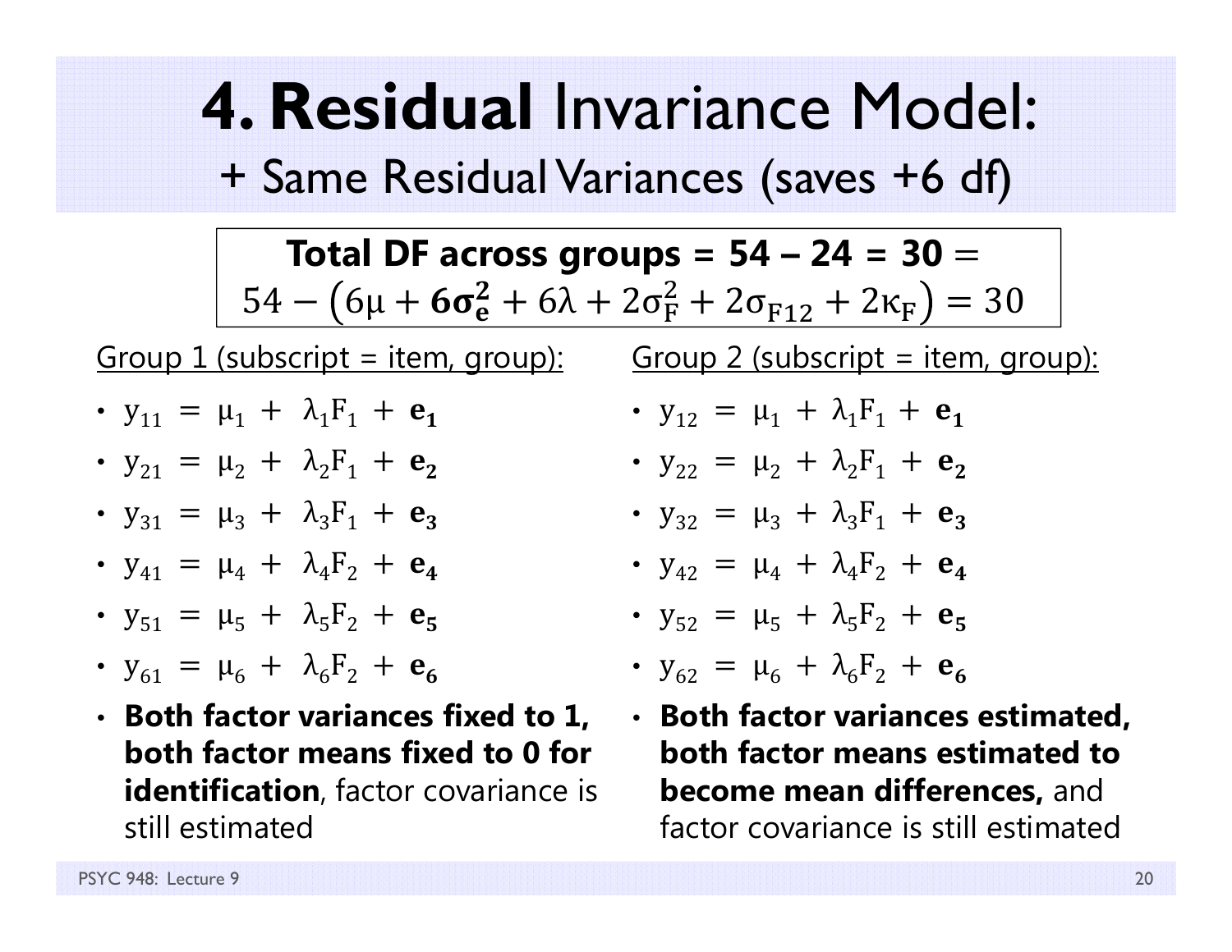# 4. **Residual** Invariance Model:

## + Same Residual Variances (saves +6 df)

**Total DF across groups = 54 – 24 = 30** =

$$54 - \left(6\mu + \mathbf{6\sigma_e^2} + 6\lambda + 2\sigma_F^2 + 2\sigma_{F12} + 2\kappa_F\right) = 30$$

Group 1 (subscript = item, group):

- $y_{11} = \mu_1 + \lambda_1 F_1 + \mathbf{e_1}$
- $y_{21} = \mu_2 + \lambda_2 F_1 + \mathbf{e_2}$
- $y_{31} = \mu_3 + \lambda_3 F_1 + \mathbf{e_3}$
- $y_{41} = \mu_4 + \lambda_4 F_2 + \mathbf{e_4}$
- $y_{51} = \mu_5 + \lambda_5 F_2 + \mathbf{e_5}$
- $y_{61} = \mu_6 + \lambda_6 F_2 + \mathbf{e_6}$
- **Both factor variances fixed to 1, both factor means fixed to 0 for identification**, factor covariance is still estimated

Group 2 (subscript = item, group):

- $y_{12} = \mu_1 + \lambda_1 F_1 + \mathbf{e_1}$
- $y_{22} = \mu_2 + \lambda_2 F_1 + \mathbf{e_2}$
- $y_{32} = \mu_3 + \lambda_3 F_1 + \mathbf{e_3}$
- $y_{42} = \mu_4 + \lambda_4 F_2 + \mathbf{e_4}$
- $y_{52} = \mu_5 + \lambda_5 F_2 + \mathbf{e_5}$
- $y_{62} = \mu_6 + \lambda_6 F_2 + \mathbf{e_6}$
- **Both factor variances estimated, both factor means estimated to become mean differences,** and factor covariance is still estimated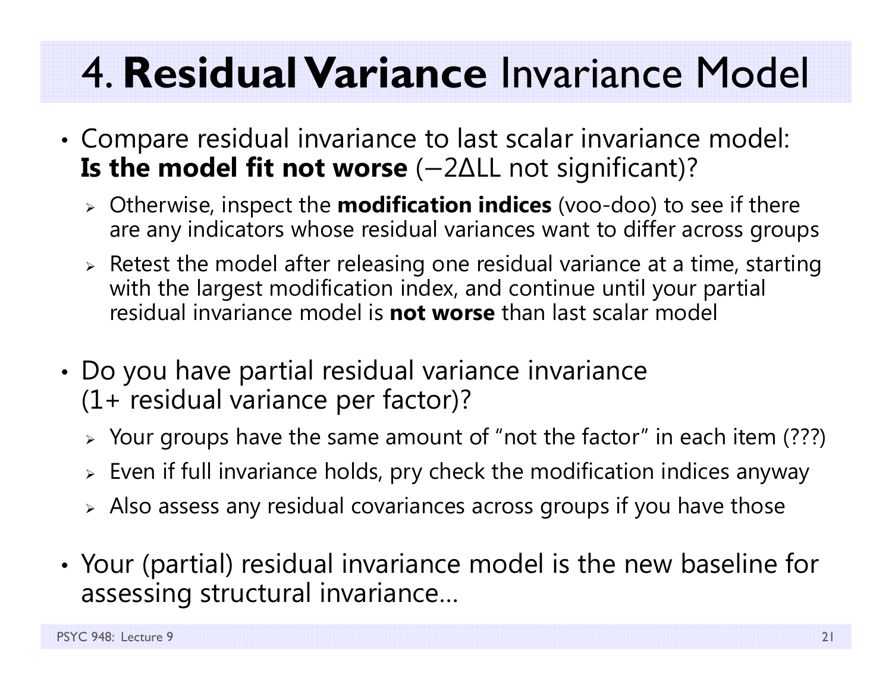# 4. **Residual Variance** Invariance Model

- Compare residual invariance to last scalar invariance model: **Is the model fit not worse** ($-2\Delta LL$ not significant)?
  - Otherwise, inspect the **modification indices** (voo-doo) to see if there are any indicators whose residual variances want to differ across groups
  - Retest the model after releasing one residual variance at a time, starting with the largest modification index, and continue until your partial residual invariance model is **not worse** than last scalar model
- Do you have partial residual variance invariance (1+ residual variance per factor)?
  - Your groups have the same amount of "not the factor" in each item (???)
  - Even if full invariance holds, pry check the modification indices anyway
  - Also assess any residual covariances across groups if you have those
- Your (partial) residual invariance model is the new baseline for assessing structural invariance…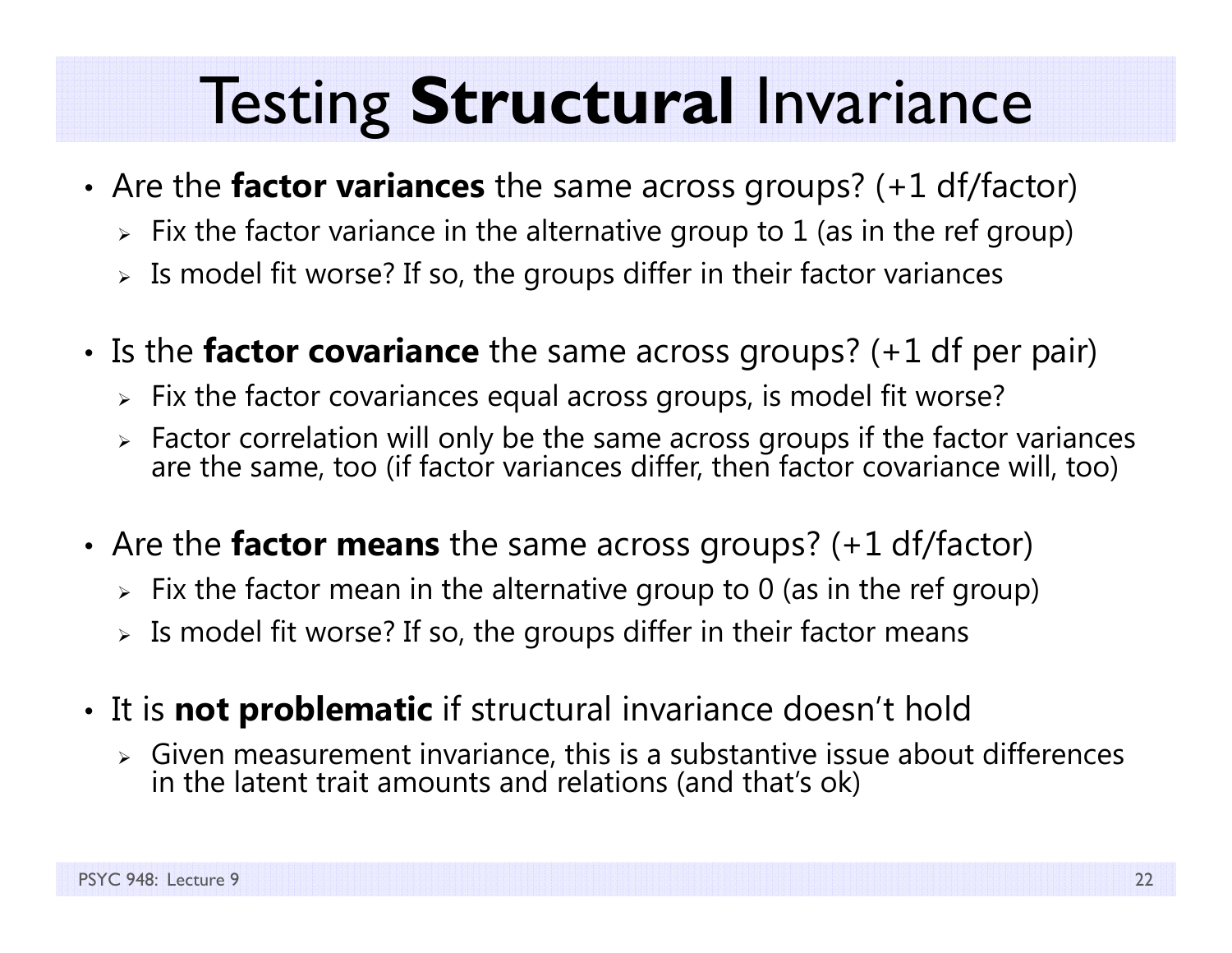# Testing **Structural** Invariance

- Are the **factor variances** the same across groups? (+1 df/factor)
  - Fix the factor variance in the alternative group to 1 (as in the ref group)
  - Is model fit worse? If so, the groups differ in their factor variances

- Is the **factor covariance** the same across groups? (+1 df per pair)
  - Fix the factor covariances equal across groups, is model fit worse?
  - Factor correlation will only be the same across groups if the factor variances are the same, too (if factor variances differ, then factor covariance will, too)

- Are the **factor means** the same across groups? (+1 df/factor)
  - Fix the factor mean in the alternative group to 0 (as in the ref group)
  - Is model fit worse? If so, the groups differ in their factor means

- It is **not problematic** if structural invariance doesn't hold
  - Given measurement invariance, this is a substantive issue about differences in the latent trait amounts and relations (and that's ok)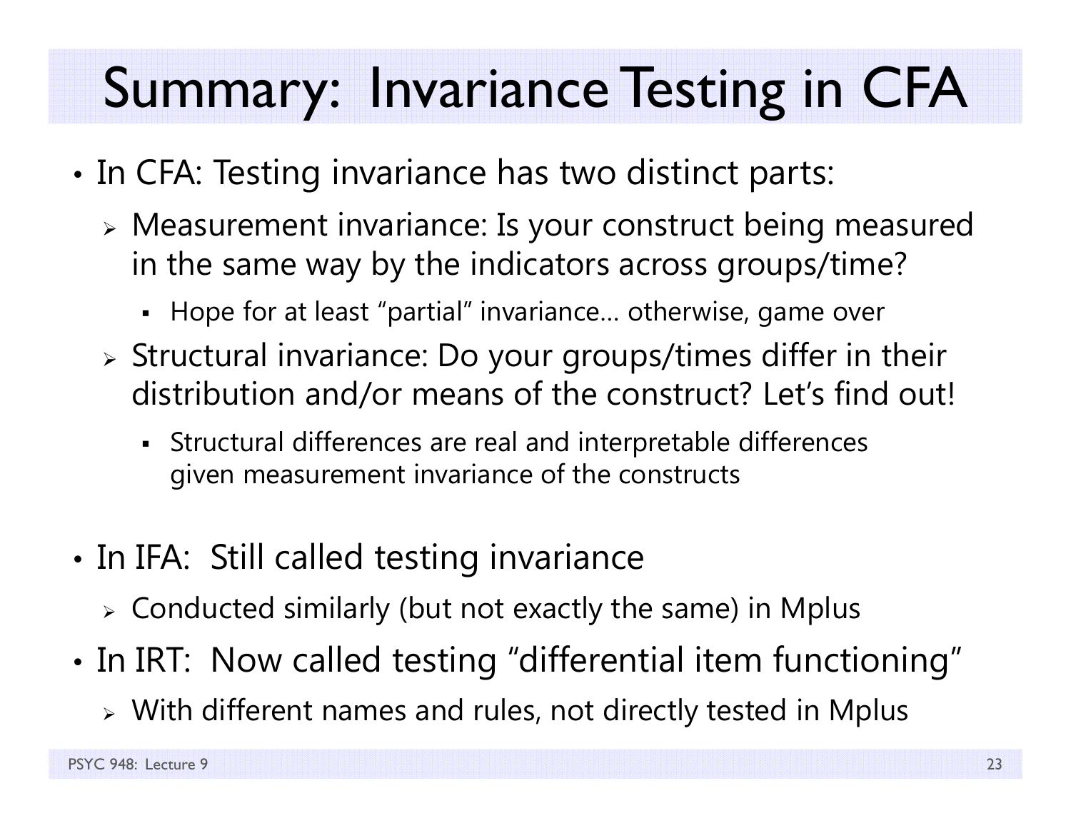# Summary: Invariance Testing in CFA

- In CFA: Testing invariance has two distinct parts:
  - Measurement invariance: Is your construct being measured in the same way by the indicators across groups/time?
    - Hope for at least "partial" invariance… otherwise, game over
  - Structural invariance: Do your groups/times differ in their distribution and/or means of the construct? Let's find out!
    - Structural differences are real and interpretable differences given measurement invariance of the constructs

- In IFA: Still called testing invariance
  - Conducted similarly (but not exactly the same) in Mplus
- In IRT: Now called testing "differential item functioning"
  - With different names and rules, not directly tested in Mplus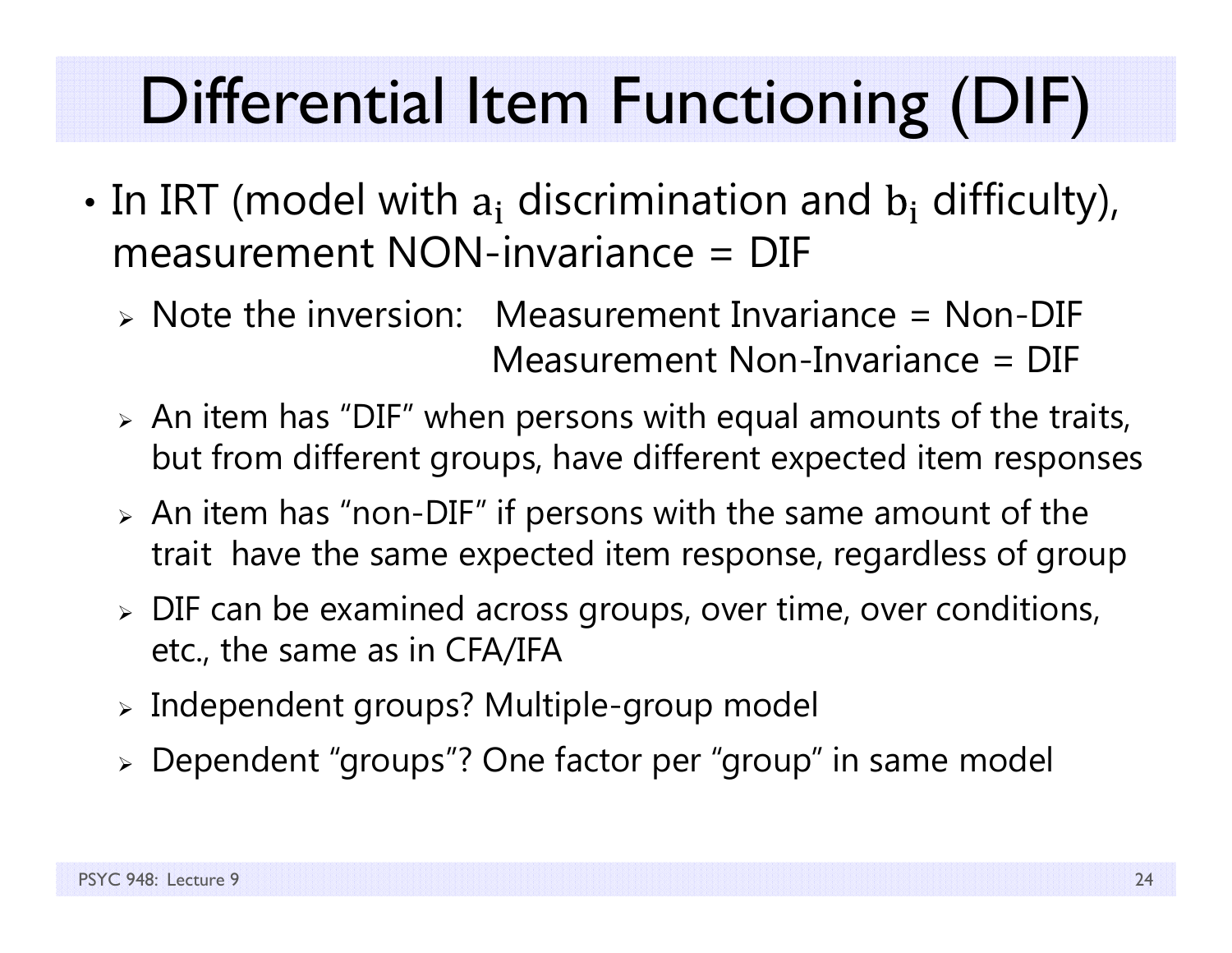# Differential Item Functioning (DIF)

- In IRT (model with $\mathrm{a_i}$ discrimination and $\mathrm{b_i}$ difficulty), measurement NON-invariance = DIF
  - Note the inversion: Measurement Invariance = Non-DIF
    Measurement Non-Invariance = DIF
  - An item has "DIF" when persons with equal amounts of the traits, but from different groups, have different expected item responses
  - An item has "non-DIF" if persons with the same amount of the trait have the same expected item response, regardless of group
  - DIF can be examined across groups, over time, over conditions, etc., the same as in CFA/IFA
  - Independent groups? Multiple-group model
  - Dependent "groups"? One factor per "group" in same model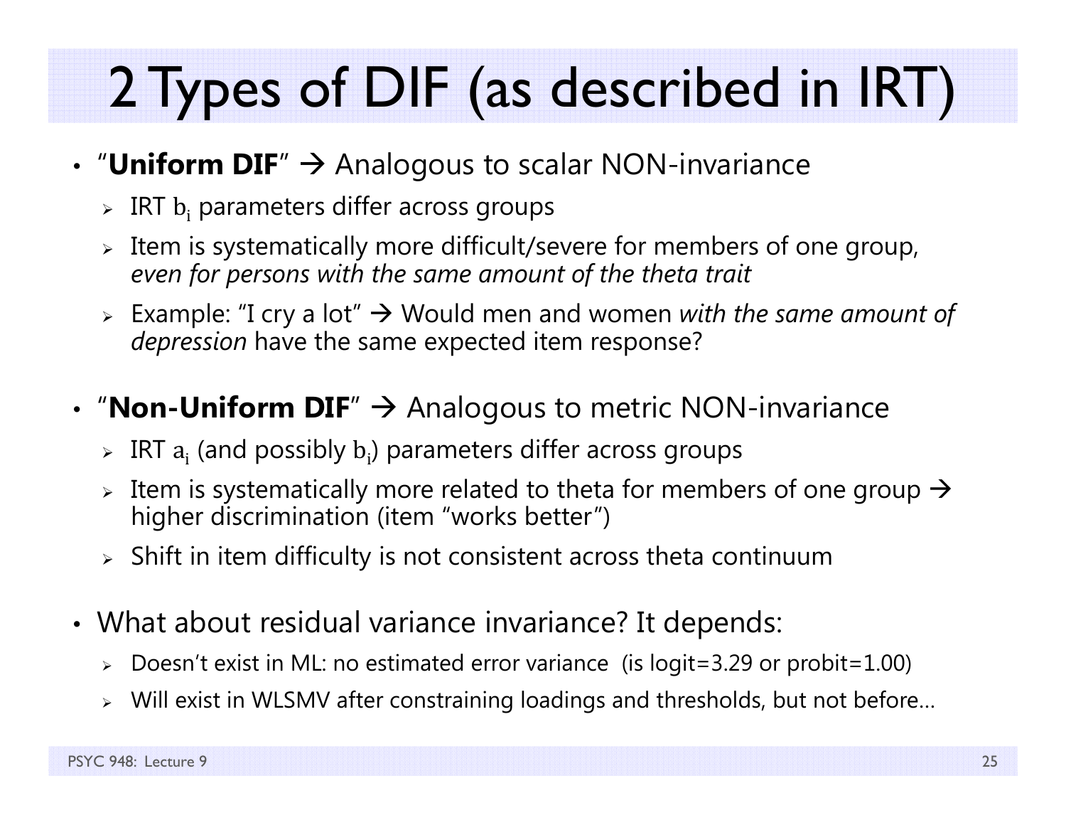# 2 Types of DIF (as described in IRT)

- "**Uniform DIF**" → Analogous to scalar NON-invariance
  - IRT $b_i$ parameters differ across groups
  - Item is systematically more difficult/severe for members of one group, *even for persons with the same amount of the theta trait*
  - Example: "I cry a lot" → Would men and women *with the same amount of depression* have the same expected item response?

- "**Non-Uniform DIF**" → Analogous to metric NON-invariance
  - IRT $a_i$ (and possibly $b_i$) parameters differ across groups
  - Item is systematically more related to theta for members of one group → higher discrimination (item "works better")
  - Shift in item difficulty is not consistent across theta continuum

- What about residual variance invariance? It depends:
  - Doesn't exist in ML: no estimated error variance (is logit=3.29 or probit=1.00)
  - Will exist in WLSMV after constraining loadings and thresholds, but not before…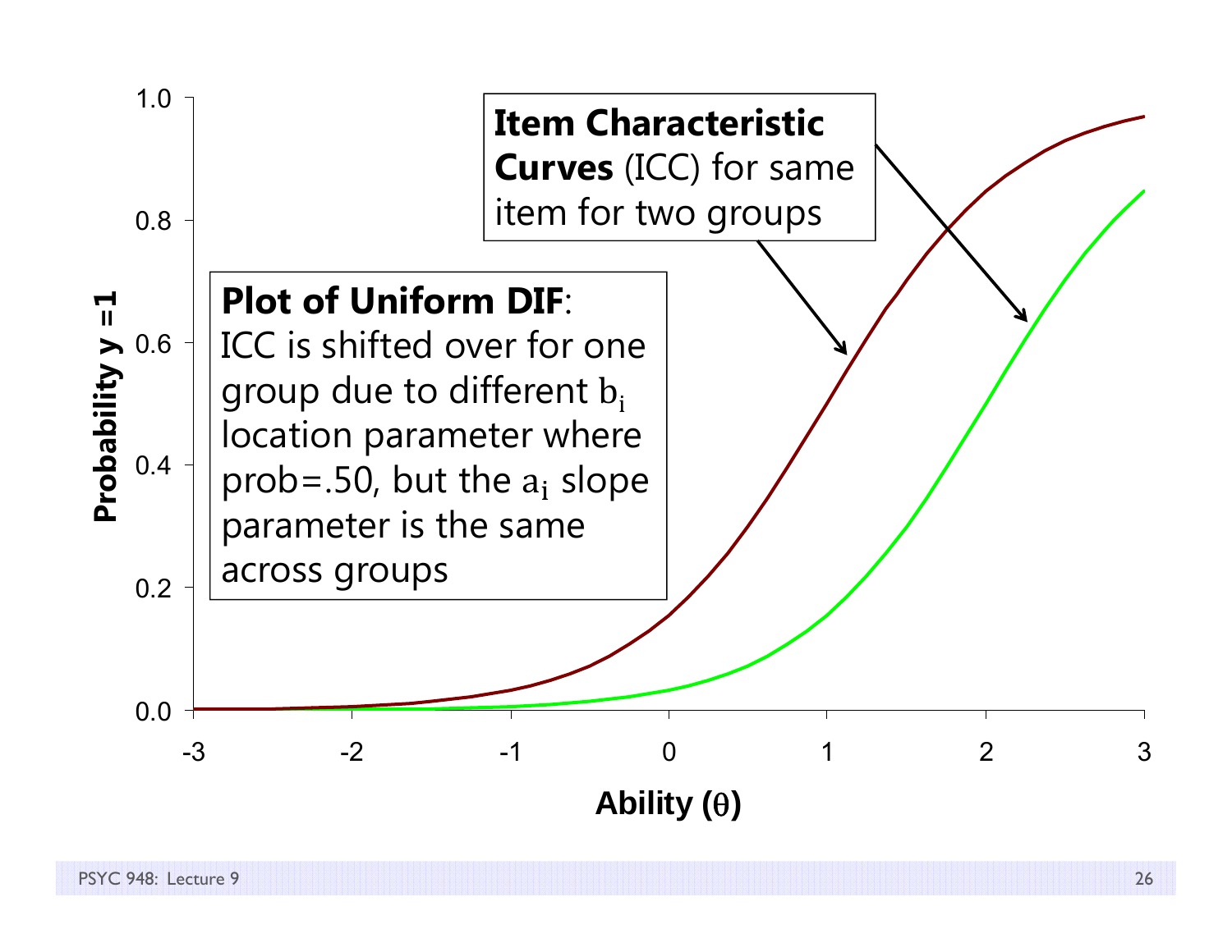**Item Characteristic Curves** (ICC) for same item for two groups

**Plot of Uniform DIF**:
ICC is shifted over for one group due to different $b_i$ location parameter where prob=.50, but the $a_i$ slope parameter is the same across groups

Probability y =1

1.0
0.8
0.6
0.4
0.2
0.0

-3 -2 -1 0 1 2 3

Ability ($\theta$)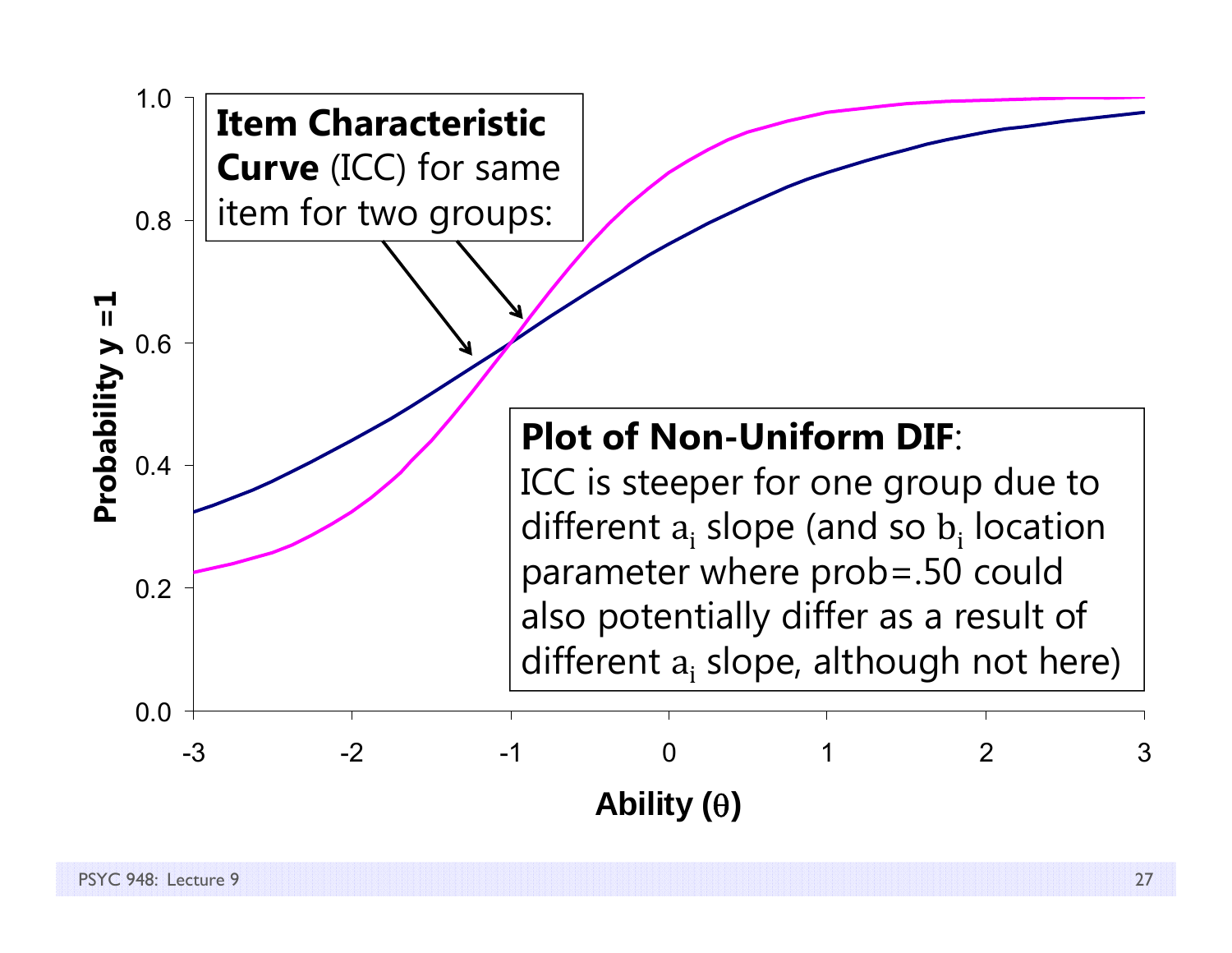**Item Characteristic Curve** (ICC) for same item for two groups:

**Plot of Non-Uniform DIF**:
ICC is steeper for one group due to different $a_i$ slope (and so $b_i$ location parameter where prob=.50 could also potentially differ as a result of different $a_i$ slope, although not here)

Probability y =1

Ability ($\theta$)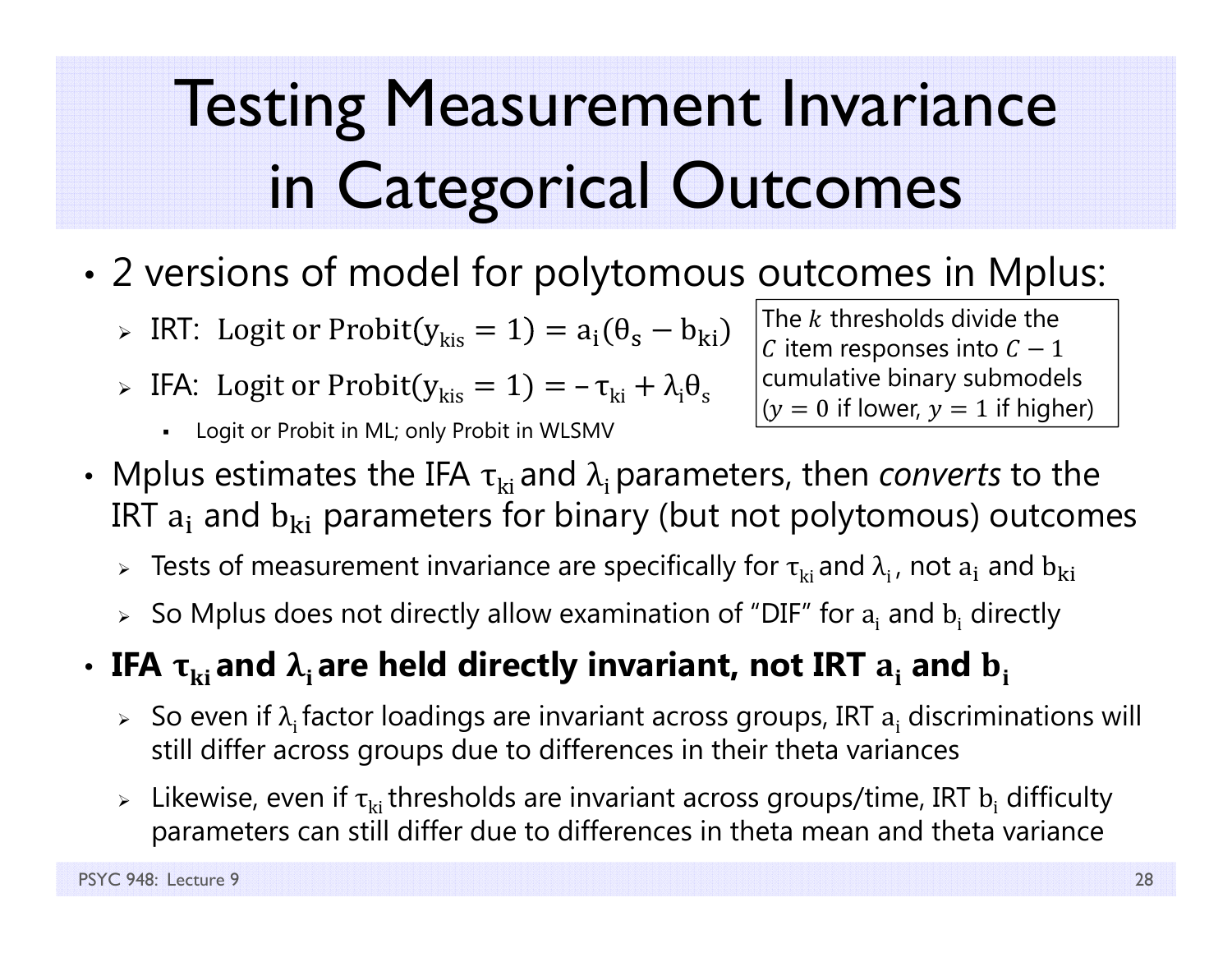# Testing Measurement Invariance in Categorical Outcomes

- 2 versions of model for polytomous outcomes in Mplus:
  - IRT: $\text{Logit or Probit}(y_{kis} = 1) = a_i(\theta_s - b_{ki})$
  - IFA: $\text{Logit or Probit}(y_{kis} = 1) = -\tau_{ki} + \lambda_i\theta_s$
    - Logit or Probit in ML; only Probit in WLSMV

> The $k$ thresholds divide the $C$ item responses into $C - 1$ cumulative binary submodels ($y = 0$ if lower, $y = 1$ if higher)

- Mplus estimates the IFA $\tau_{ki}$ and $\lambda_i$ parameters, then *converts* to the IRT $a_i$ and $b_{ki}$ parameters for binary (but not polytomous) outcomes
  - Tests of measurement invariance are specifically for $\tau_{ki}$ and $\lambda_i$, not $a_i$ and $b_{ki}$
  - So Mplus does not directly allow examination of "DIF" for $a_i$ and $b_i$ directly
- **IFA $\tau_{ki}$ and $\lambda_i$ are held directly invariant, not IRT $a_i$ and $b_i$**
  - So even if $\lambda_i$ factor loadings are invariant across groups, IRT $a_i$ discriminations will still differ across groups due to differences in their theta variances
  - Likewise, even if $\tau_{ki}$ thresholds are invariant across groups/time, IRT $b_i$ difficulty parameters can still differ due to differences in theta mean and theta variance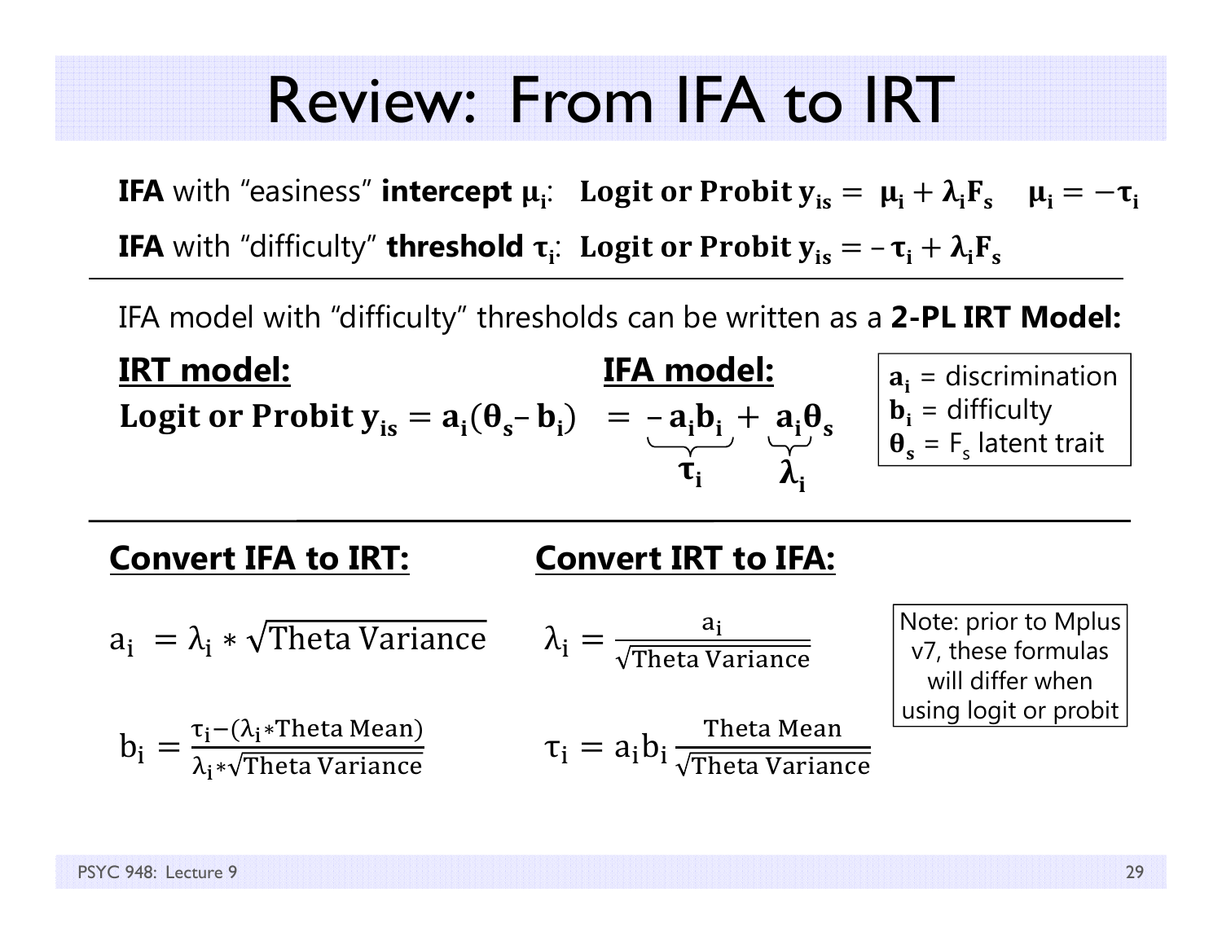# Review: From IFA to IRT

**IFA** with "easiness" **intercept $\mu_i$**: $\text{Logit or Probit } y_{is} = \mu_i + \lambda_i F_s \quad \mu_i = -\tau_i$

**IFA** with "difficulty" **threshold $\tau_i$**: $\text{Logit or Probit } y_{is} = -\tau_i + \lambda_i F_s$

---

IFA model with "difficulty" thresholds can be written as a **2-PL IRT Model:**

**<u>IRT model:</u>** **<u>IFA model:</u>**

$$\text{Logit or Probit } y_{is} = a_i(\theta_s - b_i) = \underbrace{-a_i b_i}_{\tau_i} + \underbrace{a_i}_{\lambda_i}\theta_s$$

$a_i$ = discrimination
$b_i$ = difficulty
$\theta_s$ = $F_s$ latent trait

---

**<u>Convert IFA to IRT:</u>**

$$a_i = \lambda_i * \sqrt{\text{Theta Variance}}$$

$$b_i = \frac{\tau_i - (\lambda_i * \text{Theta Mean})}{\lambda_i * \sqrt{\text{Theta Variance}}}$$

**<u>Convert IRT to IFA:</u>**

$$\lambda_i = \frac{a_i}{\sqrt{\text{Theta Variance}}}$$

$$\tau_i = a_i b_i \frac{\text{Theta Mean}}{\sqrt{\text{Theta Variance}}}$$

Note: prior to Mplus v7, these formulas will differ when using logit or probit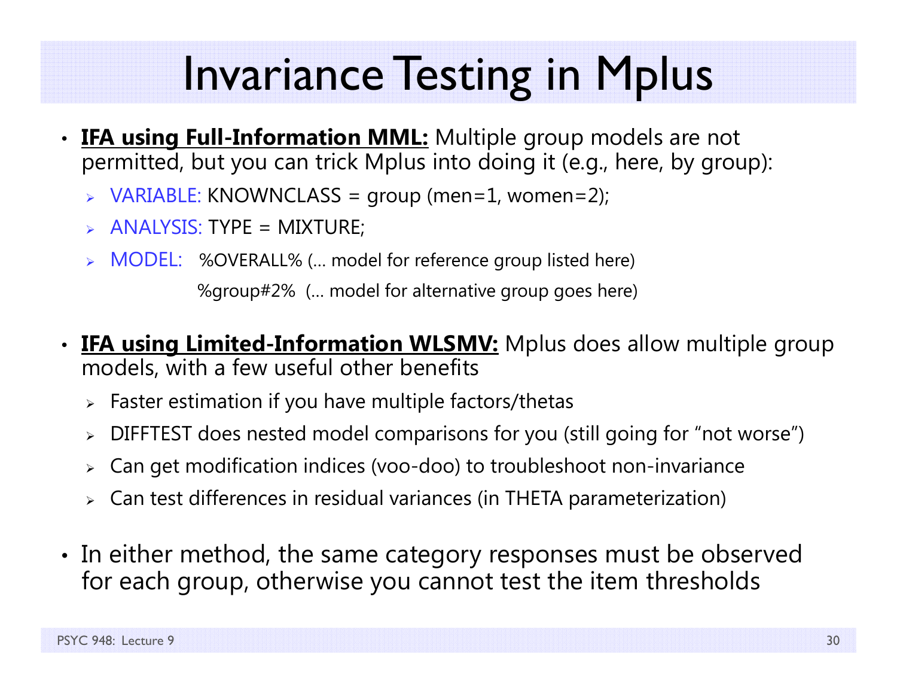# Invariance Testing in Mplus

- **IFA using Full-Information MML:** Multiple group models are not permitted, but you can trick Mplus into doing it (e.g., here, by group):
  - VARIABLE: KNOWNCLASS = group (men=1, women=2);
  - ANALYSIS: TYPE = MIXTURE;
  - MODEL: %OVERALL% (… model for reference group listed here)
    %group#2% (… model for alternative group goes here)
- **IFA using Limited-Information WLSMV:** Mplus does allow multiple group models, with a few useful other benefits
  - Faster estimation if you have multiple factors/thetas
  - DIFFTEST does nested model comparisons for you (still going for "not worse")
  - Can get modification indices (voo-doo) to troubleshoot non-invariance
  - Can test differences in residual variances (in THETA parameterization)
- In either method, the same category responses must be observed for each group, otherwise you cannot test the item thresholds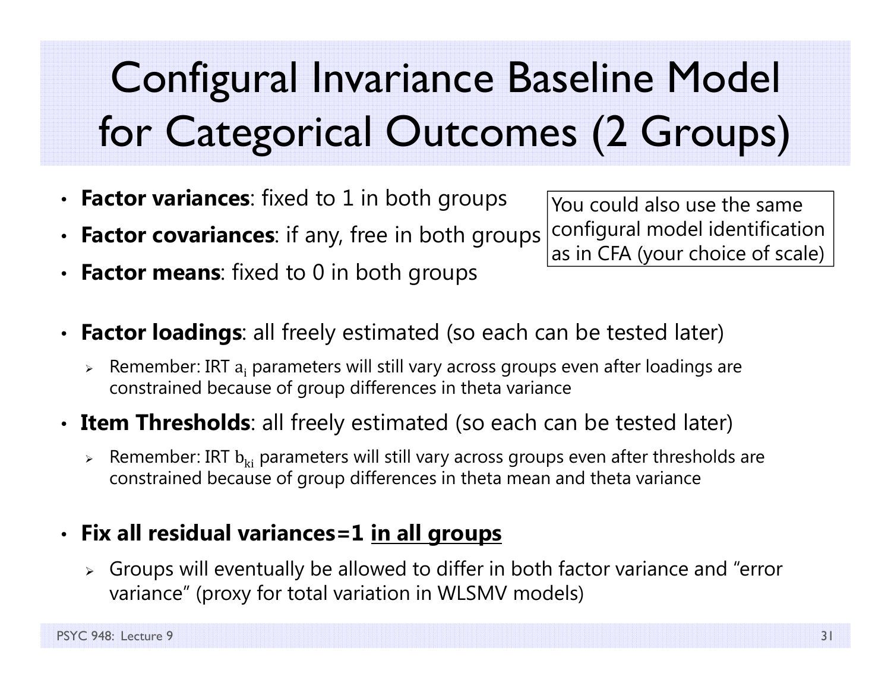# Configural Invariance Baseline Model for Categorical Outcomes (2 Groups)

- **Factor variances**: fixed to 1 in both groups
- **Factor covariances**: if any, free in both groups
- **Factor means**: fixed to 0 in both groups

You could also use the same configural model identification as in CFA (your choice of scale)

- **Factor loadings**: all freely estimated (so each can be tested later)
  - Remember: IRT $a_i$ parameters will still vary across groups even after loadings are constrained because of group differences in theta variance
- **Item Thresholds**: all freely estimated (so each can be tested later)
  - Remember: IRT $b_{ki}$ parameters will still vary across groups even after thresholds are constrained because of group differences in theta mean and theta variance

- **Fix all residual variances=1 <u>in all groups</u>**
  - Groups will eventually be allowed to differ in both factor variance and "error variance" (proxy for total variation in WLSMV models)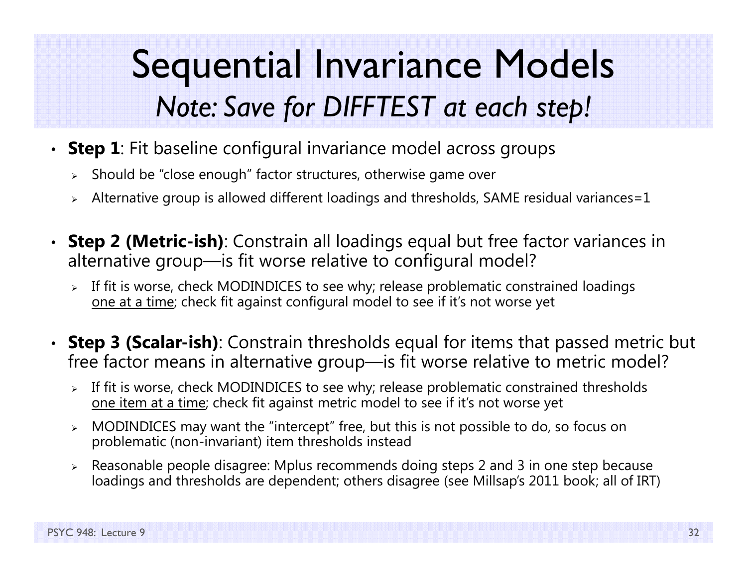# Sequential Invariance Models

## *Note: Save for DIFFTEST at each step!*

- **Step 1**: Fit baseline configural invariance model across groups
  - Should be "close enough" factor structures, otherwise game over
  - Alternative group is allowed different loadings and thresholds, SAME residual variances=1

- **Step 2 (Metric-ish)**: Constrain all loadings equal but free factor variances in alternative group—is fit worse relative to configural model?
  - If fit is worse, check MODINDICES to see why; release problematic constrained loadings <u>one at a time</u>; check fit against configural model to see if it's not worse yet

- **Step 3 (Scalar-ish)**: Constrain thresholds equal for items that passed metric but free factor means in alternative group—is fit worse relative to metric model?
  - If fit is worse, check MODINDICES to see why; release problematic constrained thresholds <u>one item at a time</u>; check fit against metric model to see if it's not worse yet
  - MODINDICES may want the "intercept" free, but this is not possible to do, so focus on problematic (non-invariant) item thresholds instead
  - Reasonable people disagree: Mplus recommends doing steps 2 and 3 in one step because loadings and thresholds are dependent; others disagree (see Millsap's 2011 book; all of IRT)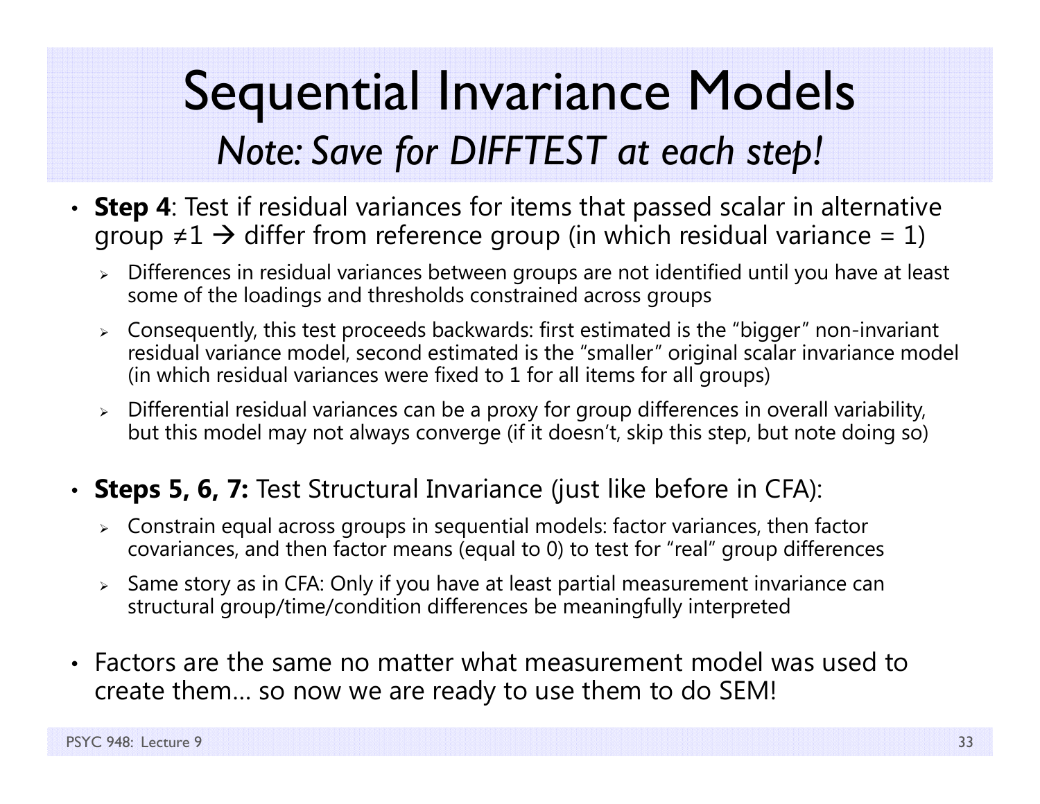# Sequential Invariance Models

## *Note: Save for DIFFTEST at each step!*

- **Step 4**: Test if residual variances for items that passed scalar in alternative group $\neq 1$ → differ from reference group (in which residual variance = 1)
  - Differences in residual variances between groups are not identified until you have at least some of the loadings and thresholds constrained across groups
  - Consequently, this test proceeds backwards: first estimated is the "bigger" non-invariant residual variance model, second estimated is the "smaller" original scalar invariance model (in which residual variances were fixed to 1 for all items for all groups)
  - Differential residual variances can be a proxy for group differences in overall variability, but this model may not always converge (if it doesn't, skip this step, but note doing so)

- **Steps 5, 6, 7:** Test Structural Invariance (just like before in CFA):
  - Constrain equal across groups in sequential models: factor variances, then factor covariances, and then factor means (equal to 0) to test for "real" group differences
  - Same story as in CFA: Only if you have at least partial measurement invariance can structural group/time/condition differences be meaningfully interpreted

- Factors are the same no matter what measurement model was used to create them… so now we are ready to use them to do SEM!